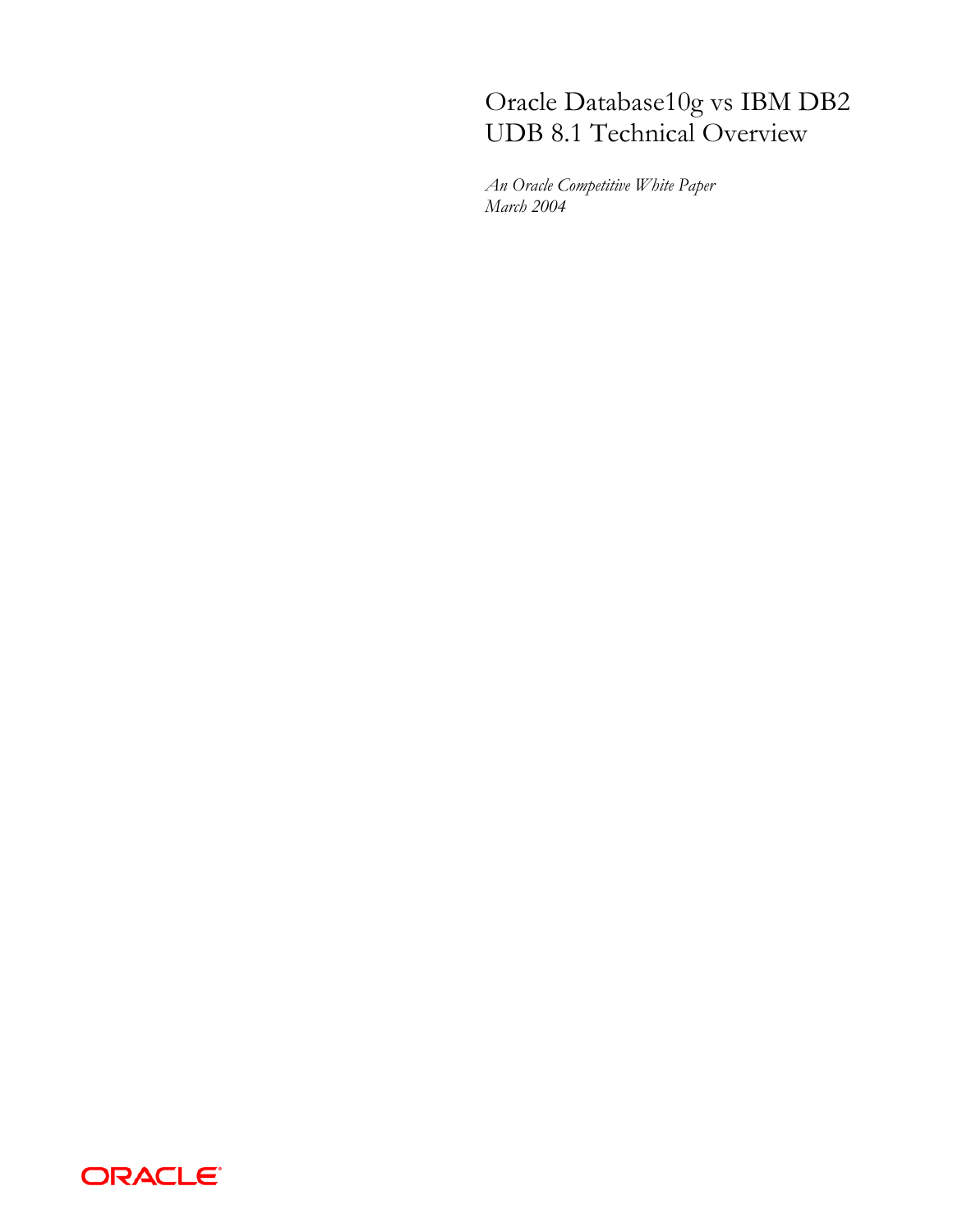# Oracle Database10g vs IBM DB2 UDB 8.1 Technical Overview

*An Oracle Competitive White Paper*
*March 2004*

ORACLE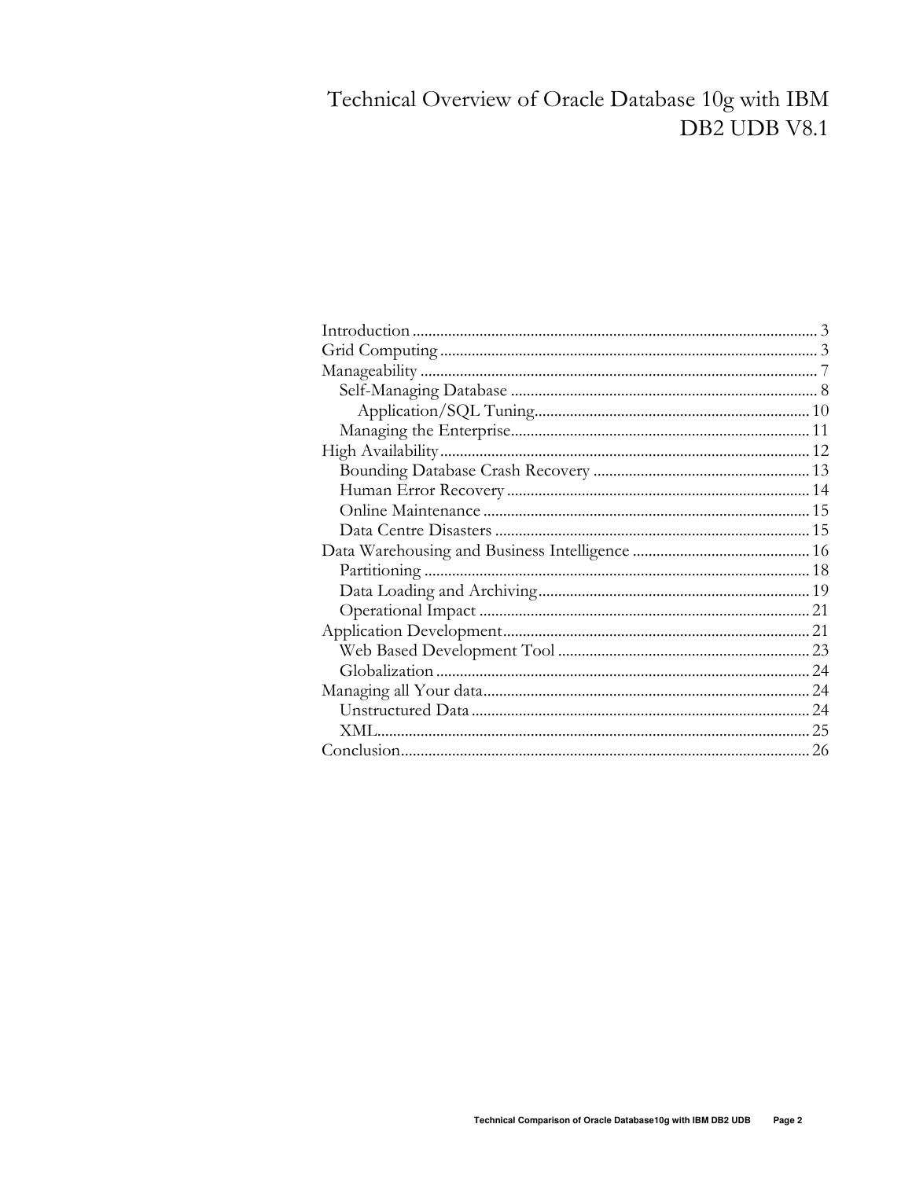# Technical Overview of Oracle Database 10g with IBM DB2 UDB V8.1

- Introduction ........ 3
- Grid Computing ........ 3
- Manageability ........ 7
  - Self-Managing Database ........ 8
    - Application/SQL Tuning ........ 10
  - Managing the Enterprise ........ 11
- High Availability ........ 12
  - Bounding Database Crash Recovery ........ 13
  - Human Error Recovery ........ 14
  - Online Maintenance ........ 15
  - Data Centre Disasters ........ 15
- Data Warehousing and Business Intelligence ........ 16
  - Partitioning ........ 18
  - Data Loading and Archiving ........ 19
  - Operational Impact ........ 21
- Application Development ........ 21
  - Web Based Development Tool ........ 23
  - Globalization ........ 24
- Managing all Your data ........ 24
  - Unstructured Data ........ 24
  - XML ........ 25
- Conclusion ........ 26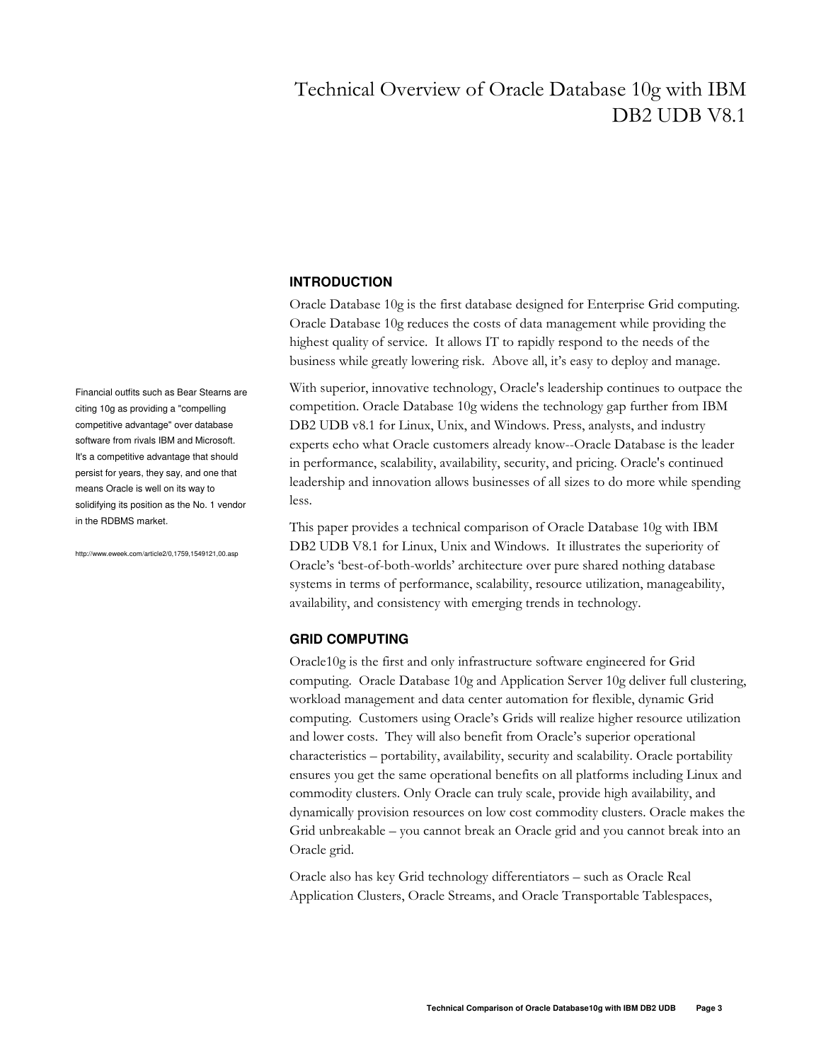# Technical Overview of Oracle Database 10g with IBM DB2 UDB V8.1

## INTRODUCTION

Oracle Database 10g is the first database designed for Enterprise Grid computing. Oracle Database 10g reduces the costs of data management while providing the highest quality of service. It allows IT to rapidly respond to the needs of the business while greatly lowering risk. Above all, it's easy to deploy and manage.

Financial outfits such as Bear Stearns are citing 10g as providing a "compelling competitive advantage" over database software from rivals IBM and Microsoft. It's a competitive advantage that should persist for years, they say, and one that means Oracle is well on its way to solidifying its position as the No. 1 vendor in the RDBMS market.

http://www.eweek.com/article2/0,1759,1549121,00.asp

With superior, innovative technology, Oracle's leadership continues to outpace the competition. Oracle Database 10g widens the technology gap further from IBM DB2 UDB v8.1 for Linux, Unix, and Windows. Press, analysts, and industry experts echo what Oracle customers already know--Oracle Database is the leader in performance, scalability, availability, security, and pricing. Oracle's continued leadership and innovation allows businesses of all sizes to do more while spending less.

This paper provides a technical comparison of Oracle Database 10g with IBM DB2 UDB V8.1 for Linux, Unix and Windows. It illustrates the superiority of Oracle's 'best-of-both-worlds' architecture over pure shared nothing database systems in terms of performance, scalability, resource utilization, manageability, availability, and consistency with emerging trends in technology.

## GRID COMPUTING

Oracle10g is the first and only infrastructure software engineered for Grid computing. Oracle Database 10g and Application Server 10g deliver full clustering, workload management and data center automation for flexible, dynamic Grid computing. Customers using Oracle's Grids will realize higher resource utilization and lower costs. They will also benefit from Oracle's superior operational characteristics – portability, availability, security and scalability. Oracle portability ensures you get the same operational benefits on all platforms including Linux and commodity clusters. Only Oracle can truly scale, provide high availability, and dynamically provision resources on low cost commodity clusters. Oracle makes the Grid unbreakable – you cannot break an Oracle grid and you cannot break into an Oracle grid.

Oracle also has key Grid technology differentiators – such as Oracle Real Application Clusters, Oracle Streams, and Oracle Transportable Tablespaces,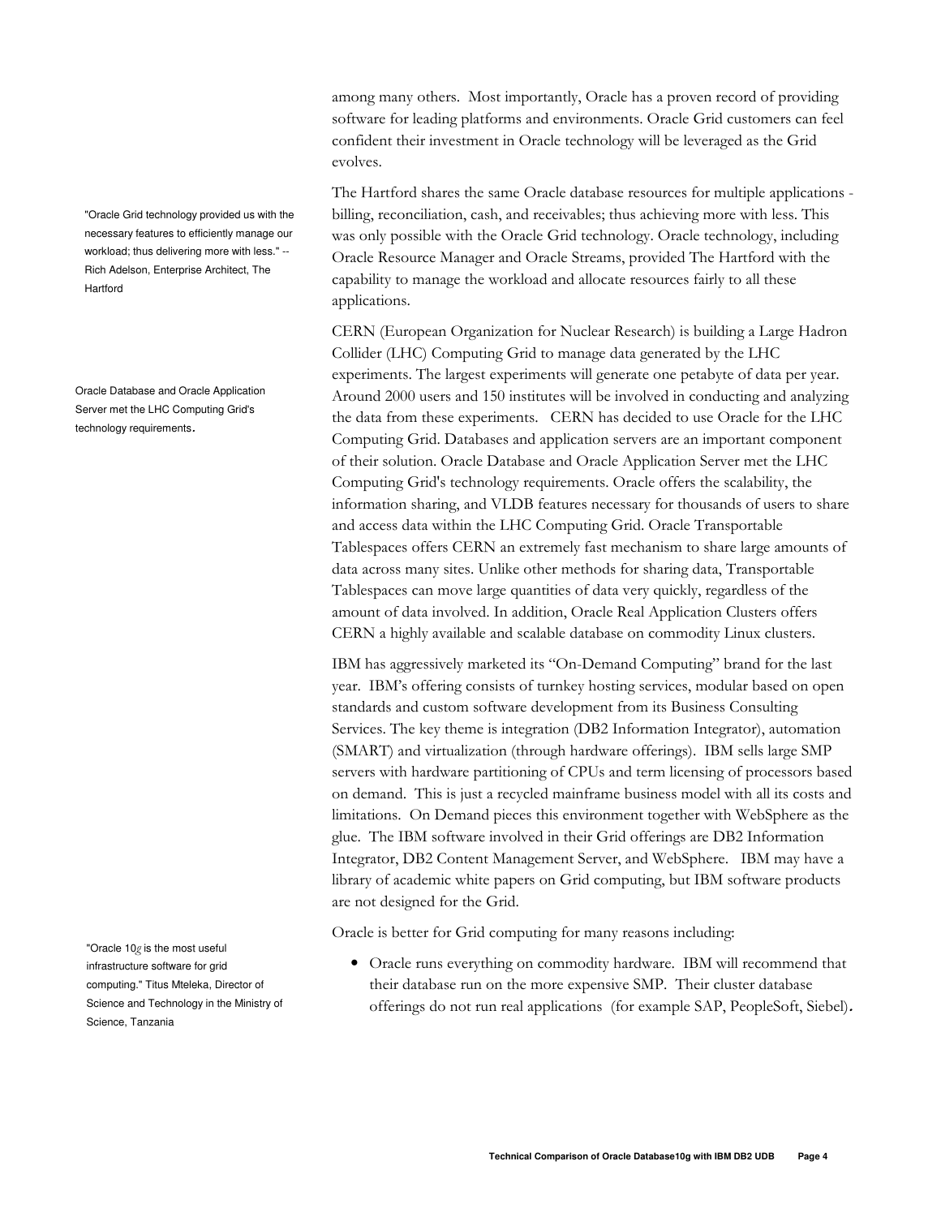among many others. Most importantly, Oracle has a proven record of providing software for leading platforms and environments. Oracle Grid customers can feel confident their investment in Oracle technology will be leveraged as the Grid evolves.

"Oracle Grid technology provided us with the necessary features to efficiently manage our workload; thus delivering more with less." -- Rich Adelson, Enterprise Architect, The Hartford

The Hartford shares the same Oracle database resources for multiple applications - billing, reconciliation, cash, and receivables; thus achieving more with less. This was only possible with the Oracle Grid technology. Oracle technology, including Oracle Resource Manager and Oracle Streams, provided The Hartford with the capability to manage the workload and allocate resources fairly to all these applications.

Oracle Database and Oracle Application Server met the LHC Computing Grid's technology requirements.

CERN (European Organization for Nuclear Research) is building a Large Hadron Collider (LHC) Computing Grid to manage data generated by the LHC experiments. The largest experiments will generate one petabyte of data per year. Around 2000 users and 150 institutes will be involved in conducting and analyzing the data from these experiments. CERN has decided to use Oracle for the LHC Computing Grid. Databases and application servers are an important component of their solution. Oracle Database and Oracle Application Server met the LHC Computing Grid's technology requirements. Oracle offers the scalability, the information sharing, and VLDB features necessary for thousands of users to share and access data within the LHC Computing Grid. Oracle Transportable Tablespaces offers CERN an extremely fast mechanism to share large amounts of data across many sites. Unlike other methods for sharing data, Transportable Tablespaces can move large quantities of data very quickly, regardless of the amount of data involved. In addition, Oracle Real Application Clusters offers CERN a highly available and scalable database on commodity Linux clusters.

IBM has aggressively marketed its "On-Demand Computing" brand for the last year. IBM's offering consists of turnkey hosting services, modular based on open standards and custom software development from its Business Consulting Services. The key theme is integration (DB2 Information Integrator), automation (SMART) and virtualization (through hardware offerings). IBM sells large SMP servers with hardware partitioning of CPUs and term licensing of processors based on demand. This is just a recycled mainframe business model with all its costs and limitations. On Demand pieces this environment together with WebSphere as the glue. The IBM software involved in their Grid offerings are DB2 Information Integrator, DB2 Content Management Server, and WebSphere. IBM may have a library of academic white papers on Grid computing, but IBM software products are not designed for the Grid.

"Oracle 10*g* is the most useful infrastructure software for grid computing." Titus Mteleka, Director of Science and Technology in the Ministry of Science, Tanzania

Oracle is better for Grid computing for many reasons including:

- Oracle runs everything on commodity hardware. IBM will recommend that their database run on the more expensive SMP. Their cluster database offerings do not run real applications (for example SAP, PeopleSoft, Siebel).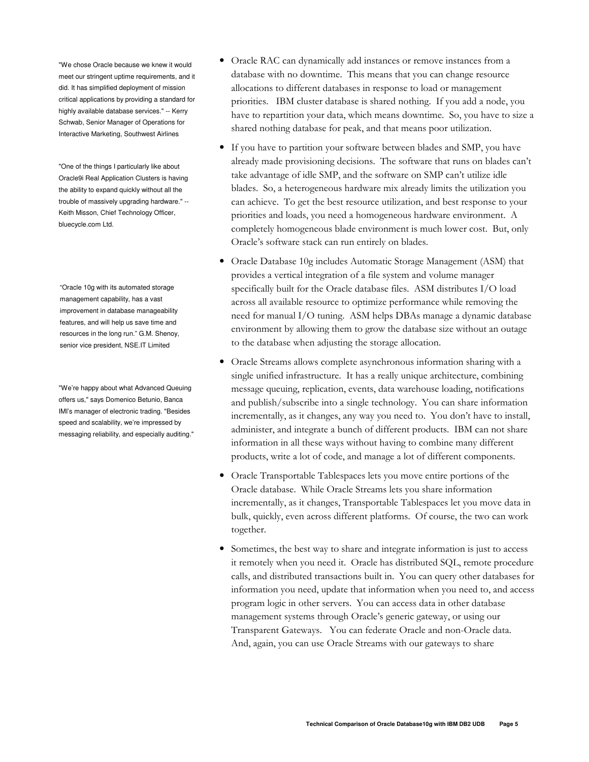"We chose Oracle because we knew it would meet our stringent uptime requirements, and it did. It has simplified deployment of mission critical applications by providing a standard for highly available database services." -- Kerry Schwab, Senior Manager of Operations for Interactive Marketing, Southwest Airlines

"One of the things I particularly like about Oracle9i Real Application Clusters is having the ability to expand quickly without all the trouble of massively upgrading hardware." -- Keith Misson, Chief Technology Officer, bluecycle.com Ltd.

"Oracle 10g with its automated storage management capability, has a vast improvement in database manageability features, and will help us save time and resources in the long run." G.M. Shenoy, senior vice president, NSE.IT Limited

"We're happy about what Advanced Queuing offers us," says Domenico Betunio, Banca IMI's manager of electronic trading. "Besides speed and scalability, we're impressed by messaging reliability, and especially auditing."

- Oracle RAC can dynamically add instances or remove instances from a database with no downtime. This means that you can change resource allocations to different databases in response to load or management priorities. IBM cluster database is shared nothing. If you add a node, you have to repartition your data, which means downtime. So, you have to size a shared nothing database for peak, and that means poor utilization.
- If you have to partition your software between blades and SMP, you have already made provisioning decisions. The software that runs on blades can't take advantage of idle SMP, and the software on SMP can't utilize idle blades. So, a heterogeneous hardware mix already limits the utilization you can achieve. To get the best resource utilization, and best response to your priorities and loads, you need a homogeneous hardware environment. A completely homogeneous blade environment is much lower cost. But, only Oracle's software stack can run entirely on blades.
- Oracle Database 10g includes Automatic Storage Management (ASM) that provides a vertical integration of a file system and volume manager specifically built for the Oracle database files. ASM distributes I/O load across all available resource to optimize performance while removing the need for manual I/O tuning. ASM helps DBAs manage a dynamic database environment by allowing them to grow the database size without an outage to the database when adjusting the storage allocation.
- Oracle Streams allows complete asynchronous information sharing with a single unified infrastructure. It has a really unique architecture, combining message queuing, replication, events, data warehouse loading, notifications and publish/subscribe into a single technology. You can share information incrementally, as it changes, any way you need to. You don't have to install, administer, and integrate a bunch of different products. IBM can not share information in all these ways without having to combine many different products, write a lot of code, and manage a lot of different components.
- Oracle Transportable Tablespaces lets you move entire portions of the Oracle database. While Oracle Streams lets you share information incrementally, as it changes, Transportable Tablespaces let you move data in bulk, quickly, even across different platforms. Of course, the two can work together.
- Sometimes, the best way to share and integrate information is just to access it remotely when you need it. Oracle has distributed SQL, remote procedure calls, and distributed transactions built in. You can query other databases for information you need, update that information when you need to, and access program logic in other servers. You can access data in other database management systems through Oracle's generic gateway, or using our Transparent Gateways. You can federate Oracle and non-Oracle data. And, again, you can use Oracle Streams with our gateways to share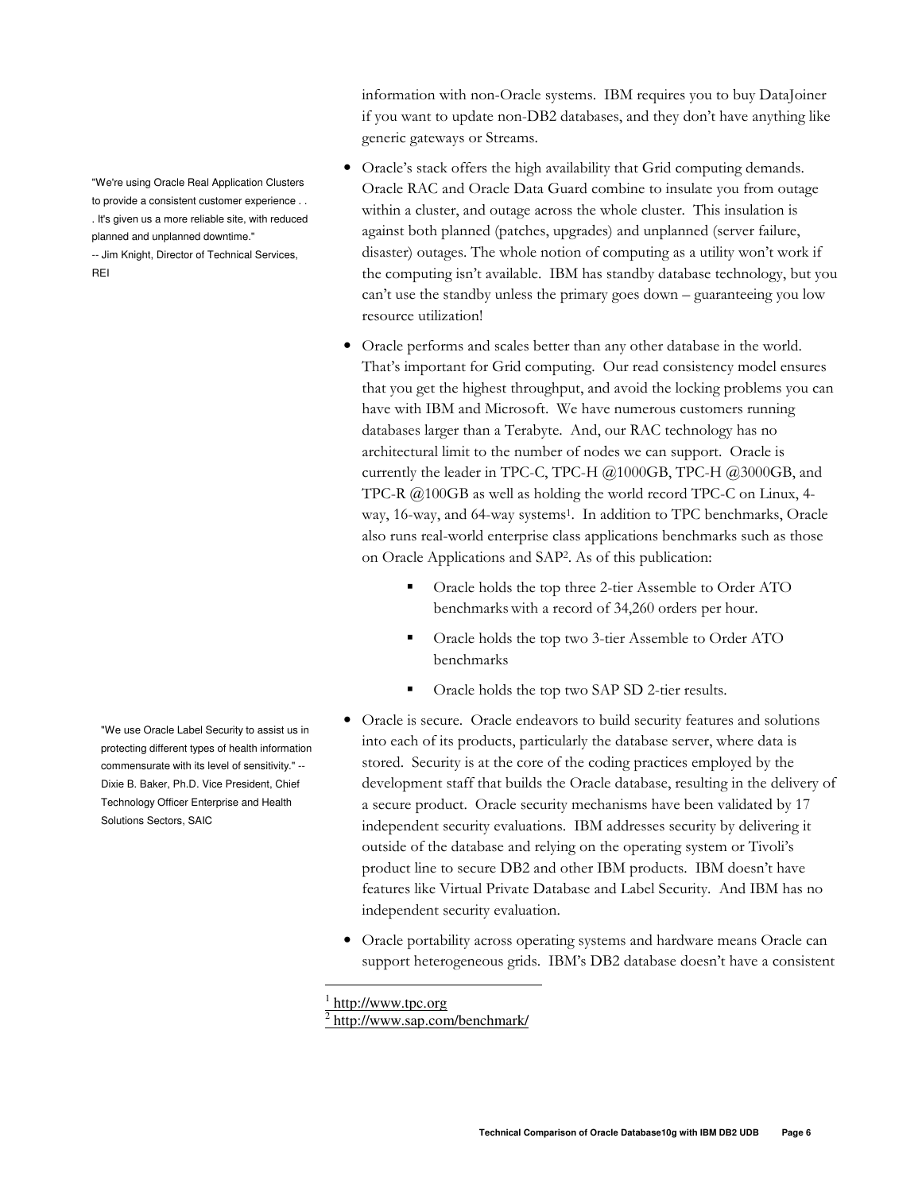information with non-Oracle systems. IBM requires you to buy DataJoiner if you want to update non-DB2 databases, and they don't have anything like generic gateways or Streams.

"We're using Oracle Real Application Clusters to provide a consistent customer experience . . . It's given us a more reliable site, with reduced planned and unplanned downtime."
-- Jim Knight, Director of Technical Services, REI

- Oracle's stack offers the high availability that Grid computing demands. Oracle RAC and Oracle Data Guard combine to insulate you from outage within a cluster, and outage across the whole cluster. This insulation is against both planned (patches, upgrades) and unplanned (server failure, disaster) outages. The whole notion of computing as a utility won't work if the computing isn't available. IBM has standby database technology, but you can't use the standby unless the primary goes down – guaranteeing you low resource utilization!
- Oracle performs and scales better than any other database in the world. That's important for Grid computing. Our read consistency model ensures that you get the highest throughput, and avoid the locking problems you can have with IBM and Microsoft. We have numerous customers running databases larger than a Terabyte. And, our RAC technology has no architectural limit to the number of nodes we can support. Oracle is currently the leader in TPC-C, TPC-H @1000GB, TPC-H @3000GB, and TPC-R @100GB as well as holding the world record TPC-C on Linux, 4-way, 16-way, and 64-way systems[1]. In addition to TPC benchmarks, Oracle also runs real-world enterprise class applications benchmarks such as those on Oracle Applications and SAP[2]. As of this publication:
    - Oracle holds the top three 2-tier Assemble to Order ATO benchmarks with a record of 34,260 orders per hour.
    - Oracle holds the top two 3-tier Assemble to Order ATO benchmarks
    - Oracle holds the top two SAP SD 2-tier results.

"We use Oracle Label Security to assist us in protecting different types of health information commensurate with its level of sensitivity." -- Dixie B. Baker, Ph.D. Vice President, Chief Technology Officer Enterprise and Health Solutions Sectors, SAIC

- Oracle is secure. Oracle endeavors to build security features and solutions into each of its products, particularly the database server, where data is stored. Security is at the core of the coding practices employed by the development staff that builds the Oracle database, resulting in the delivery of a secure product. Oracle security mechanisms have been validated by 17 independent security evaluations. IBM addresses security by delivering it outside of the database and relying on the operating system or Tivoli's product line to secure DB2 and other IBM products. IBM doesn't have features like Virtual Private Database and Label Security. And IBM has no independent security evaluation.
- Oracle portability across operating systems and hardware means Oracle can support heterogeneous grids. IBM's DB2 database doesn't have a consistent

[1] http://www.tpc.org
[2] http://www.sap.com/benchmark/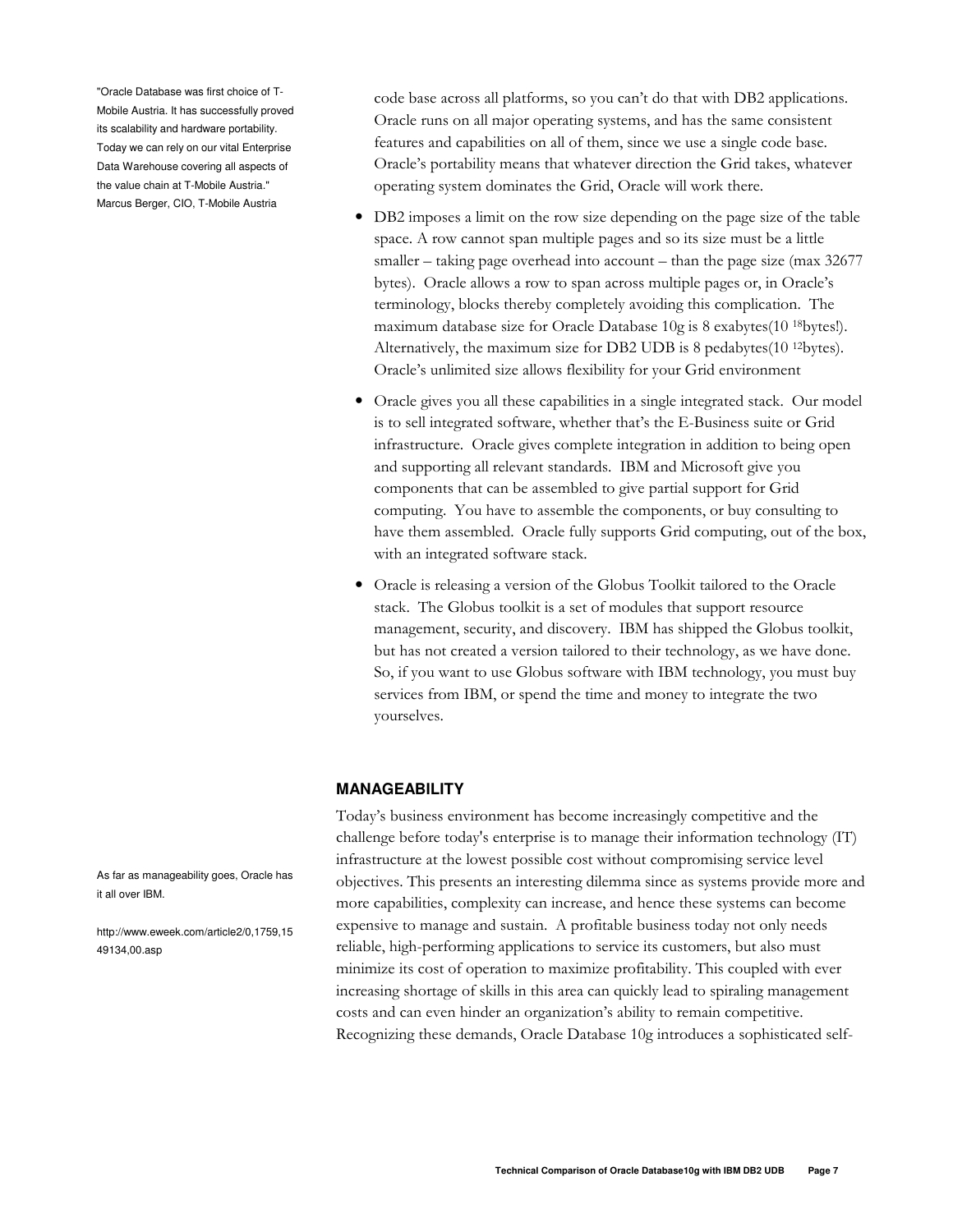"Oracle Database was first choice of T-Mobile Austria. It has successfully proved its scalability and hardware portability. Today we can rely on our vital Enterprise Data Warehouse covering all aspects of the value chain at T-Mobile Austria." Marcus Berger, CIO, T-Mobile Austria

code base across all platforms, so you can't do that with DB2 applications. Oracle runs on all major operating systems, and has the same consistent features and capabilities on all of them, since we use a single code base. Oracle's portability means that whatever direction the Grid takes, whatever operating system dominates the Grid, Oracle will work there.

- DB2 imposes a limit on the row size depending on the page size of the table space. A row cannot span multiple pages and so its size must be a little smaller – taking page overhead into account – than the page size (max 32677 bytes). Oracle allows a row to span across multiple pages or, in Oracle's terminology, blocks thereby completely avoiding this complication. The maximum database size for Oracle Database 10g is 8 exabytes($10^{18}$bytes!). Alternatively, the maximum size for DB2 UDB is 8 pedabytes($10^{12}$bytes). Oracle's unlimited size allows flexibility for your Grid environment
- Oracle gives you all these capabilities in a single integrated stack. Our model is to sell integrated software, whether that's the E-Business suite or Grid infrastructure. Oracle gives complete integration in addition to being open and supporting all relevant standards. IBM and Microsoft give you components that can be assembled to give partial support for Grid computing. You have to assemble the components, or buy consulting to have them assembled. Oracle fully supports Grid computing, out of the box, with an integrated software stack.
- Oracle is releasing a version of the Globus Toolkit tailored to the Oracle stack. The Globus toolkit is a set of modules that support resource management, security, and discovery. IBM has shipped the Globus toolkit, but has not created a version tailored to their technology, as we have done. So, if you want to use Globus software with IBM technology, you must buy services from IBM, or spend the time and money to integrate the two yourselves.

## MANAGEABILITY

As far as manageability goes, Oracle has it all over IBM.

http://www.eweek.com/article2/0,1759,1549134,00.asp

Today's business environment has become increasingly competitive and the challenge before today's enterprise is to manage their information technology (IT) infrastructure at the lowest possible cost without compromising service level objectives. This presents an interesting dilemma since as systems provide more and more capabilities, complexity can increase, and hence these systems can become expensive to manage and sustain. A profitable business today not only needs reliable, high-performing applications to service its customers, but also must minimize its cost of operation to maximize profitability. This coupled with ever increasing shortage of skills in this area can quickly lead to spiraling management costs and can even hinder an organization's ability to remain competitive. Recognizing these demands, Oracle Database 10g introduces a sophisticated self-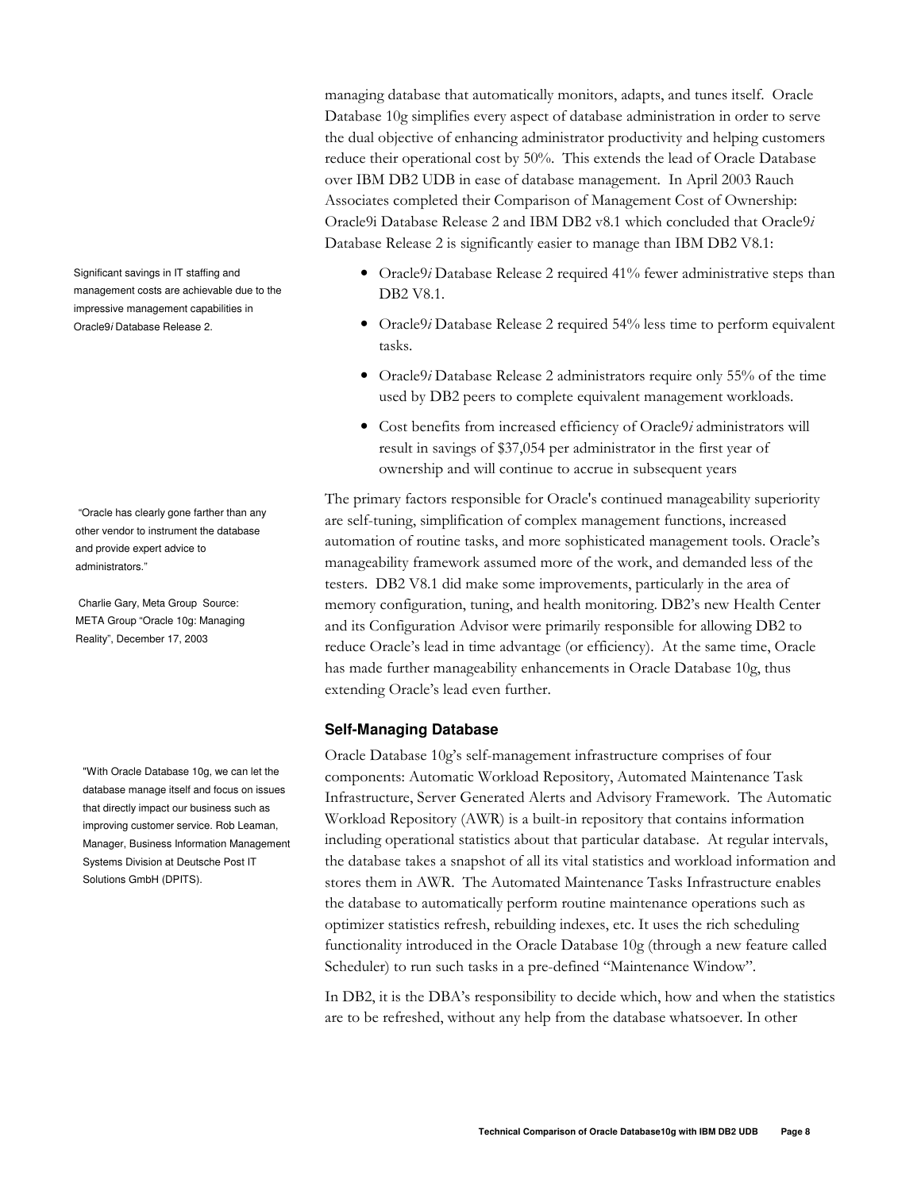managing database that automatically monitors, adapts, and tunes itself. Oracle Database 10g simplifies every aspect of database administration in order to serve the dual objective of enhancing administrator productivity and helping customers reduce their operational cost by 50%. This extends the lead of Oracle Database over IBM DB2 UDB in ease of database management. In April 2003 Rauch Associates completed their Comparison of Management Cost of Ownership: Oracle9i Database Release 2 and IBM DB2 v8.1 which concluded that Oracle9*i* Database Release 2 is significantly easier to manage than IBM DB2 V8.1:

Significant savings in IT staffing and management costs are achievable due to the impressive management capabilities in Oracle9*i* Database Release 2.

- Oracle9*i* Database Release 2 required 41% fewer administrative steps than DB2 V8.1.
- Oracle9*i* Database Release 2 required 54% less time to perform equivalent tasks.
- Oracle9*i* Database Release 2 administrators require only 55% of the time used by DB2 peers to complete equivalent management workloads.
- Cost benefits from increased efficiency of Oracle9*i* administrators will result in savings of $37,054 per administrator in the first year of ownership and will continue to accrue in subsequent years

"Oracle has clearly gone farther than any other vendor to instrument the database and provide expert advice to administrators."

Charlie Gary, Meta Group Source: META Group "Oracle 10g: Managing Reality", December 17, 2003

The primary factors responsible for Oracle's continued manageability superiority are self-tuning, simplification of complex management functions, increased automation of routine tasks, and more sophisticated management tools. Oracle's manageability framework assumed more of the work, and demanded less of the testers. DB2 V8.1 did make some improvements, particularly in the area of memory configuration, tuning, and health monitoring. DB2's new Health Center and its Configuration Advisor were primarily responsible for allowing DB2 to reduce Oracle's lead in time advantage (or efficiency). At the same time, Oracle has made further manageability enhancements in Oracle Database 10g, thus extending Oracle's lead even further.

### Self-Managing Database

"With Oracle Database 10g, we can let the database manage itself and focus on issues that directly impact our business such as improving customer service. Rob Leaman, Manager, Business Information Management Systems Division at Deutsche Post IT Solutions GmbH (DPITS).

Oracle Database 10g's self-management infrastructure comprises of four components: Automatic Workload Repository, Automated Maintenance Task Infrastructure, Server Generated Alerts and Advisory Framework. The Automatic Workload Repository (AWR) is a built-in repository that contains information including operational statistics about that particular database. At regular intervals, the database takes a snapshot of all its vital statistics and workload information and stores them in AWR. The Automated Maintenance Tasks Infrastructure enables the database to automatically perform routine maintenance operations such as optimizer statistics refresh, rebuilding indexes, etc. It uses the rich scheduling functionality introduced in the Oracle Database 10g (through a new feature called Scheduler) to run such tasks in a pre-defined "Maintenance Window".

In DB2, it is the DBA's responsibility to decide which, how and when the statistics are to be refreshed, without any help from the database whatsoever. In other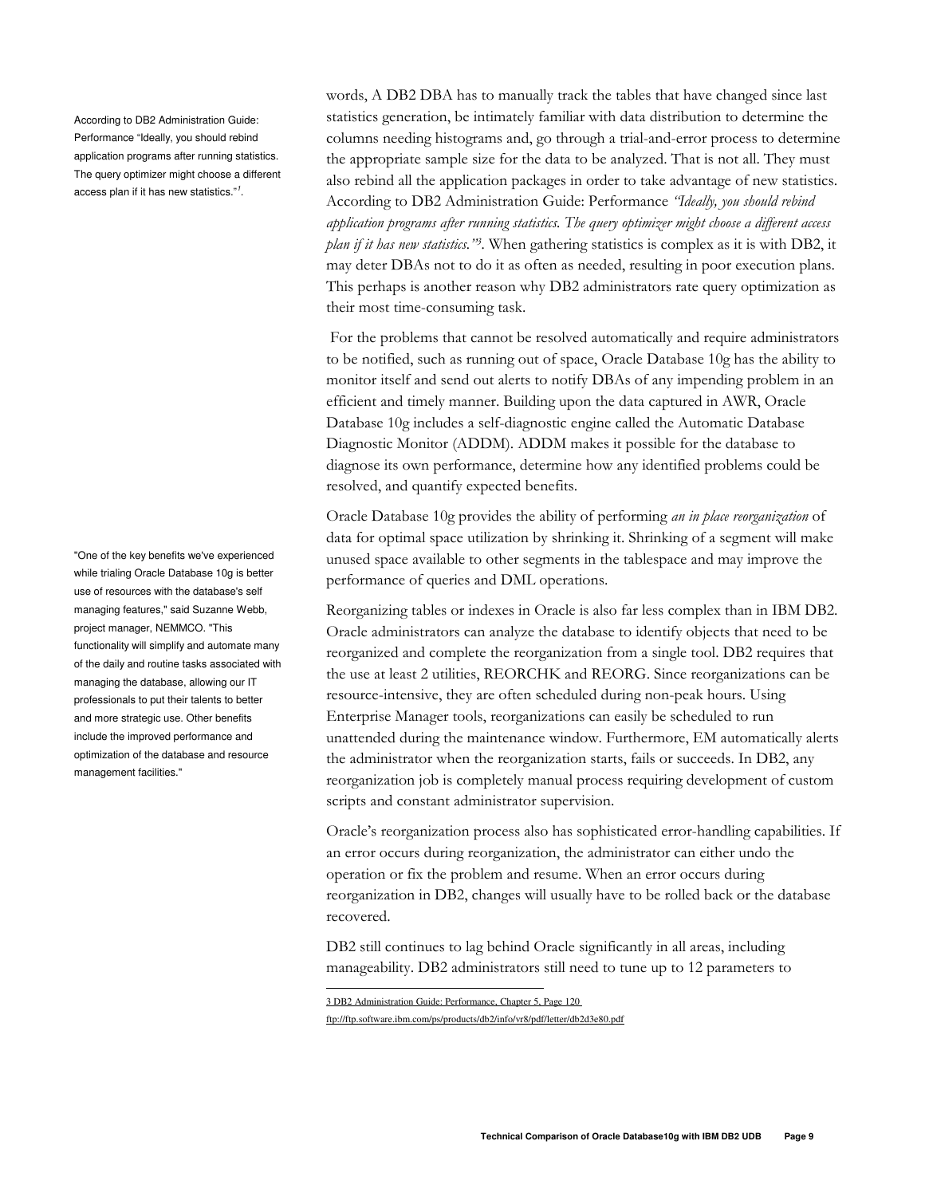words, A DB2 DBA has to manually track the tables that have changed since last statistics generation, be intimately familiar with data distribution to determine the columns needing histograms and, go through a trial-and-error process to determine the appropriate sample size for the data to be analyzed. That is not all. They must also rebind all the application packages in order to take advantage of new statistics. According to DB2 Administration Guide: Performance *"Ideally, you should rebind application programs after running statistics. The query optimizer might choose a different access plan if it has new statistics."*[3]. When gathering statistics is complex as it is with DB2, it may deter DBAs not to do it as often as needed, resulting in poor execution plans. This perhaps is another reason why DB2 administrators rate query optimization as their most time-consuming task.

> According to DB2 Administration Guide: Performance "Ideally, you should rebind application programs after running statistics. The query optimizer might choose a different access plan if it has new statistics."[3].

For the problems that cannot be resolved automatically and require administrators to be notified, such as running out of space, Oracle Database 10g has the ability to monitor itself and send out alerts to notify DBAs of any impending problem in an efficient and timely manner. Building upon the data captured in AWR, Oracle Database 10g includes a self-diagnostic engine called the Automatic Database Diagnostic Monitor (ADDM). ADDM makes it possible for the database to diagnose its own performance, determine how any identified problems could be resolved, and quantify expected benefits.

Oracle Database 10g provides the ability of performing *an in place reorganization* of data for optimal space utilization by shrinking it. Shrinking of a segment will make unused space available to other segments in the tablespace and may improve the performance of queries and DML operations.

> "One of the key benefits we've experienced while trialing Oracle Database 10g is better use of resources with the database's self managing features," said Suzanne Webb, project manager, NEMMCO. "This functionality will simplify and automate many of the daily and routine tasks associated with managing the database, allowing our IT professionals to put their talents to better and more strategic use. Other benefits include the improved performance and optimization of the database and resource management facilities."

Reorganizing tables or indexes in Oracle is also far less complex than in IBM DB2. Oracle administrators can analyze the database to identify objects that need to be reorganized and complete the reorganization from a single tool. DB2 requires that the use at least 2 utilities, REORCHK and REORG. Since reorganizations can be resource-intensive, they are often scheduled during non-peak hours. Using Enterprise Manager tools, reorganizations can easily be scheduled to run unattended during the maintenance window. Furthermore, EM automatically alerts the administrator when the reorganization starts, fails or succeeds. In DB2, any reorganization job is completely manual process requiring development of custom scripts and constant administrator supervision.

Oracle's reorganization process also has sophisticated error-handling capabilities. If an error occurs during reorganization, the administrator can either undo the operation or fix the problem and resume. When an error occurs during reorganization in DB2, changes will usually have to be rolled back or the database recovered.

DB2 still continues to lag behind Oracle significantly in all areas, including manageability. DB2 administrators still need to tune up to 12 parameters to

---

3 DB2 Administration Guide: Performance, Chapter 5, Page 120
ftp://ftp.software.ibm.com/ps/products/db2/info/vr8/pdf/letter/db2d3e80.pdf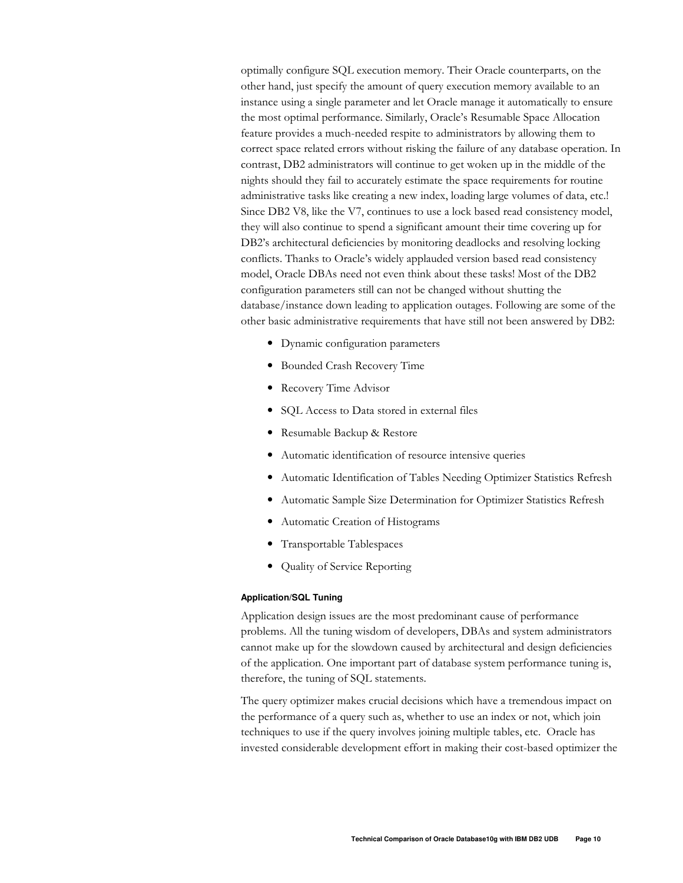optimally configure SQL execution memory. Their Oracle counterparts, on the other hand, just specify the amount of query execution memory available to an instance using a single parameter and let Oracle manage it automatically to ensure the most optimal performance. Similarly, Oracle's Resumable Space Allocation feature provides a much-needed respite to administrators by allowing them to correct space related errors without risking the failure of any database operation. In contrast, DB2 administrators will continue to get woken up in the middle of the nights should they fail to accurately estimate the space requirements for routine administrative tasks like creating a new index, loading large volumes of data, etc.! Since DB2 V8, like the V7, continues to use a lock based read consistency model, they will also continue to spend a significant amount their time covering up for DB2's architectural deficiencies by monitoring deadlocks and resolving locking conflicts. Thanks to Oracle's widely applauded version based read consistency model, Oracle DBAs need not even think about these tasks! Most of the DB2 configuration parameters still can not be changed without shutting the database/instance down leading to application outages. Following are some of the other basic administrative requirements that have still not been answered by DB2:

- Dynamic configuration parameters
- Bounded Crash Recovery Time
- Recovery Time Advisor
- SQL Access to Data stored in external files
- Resumable Backup & Restore
- Automatic identification of resource intensive queries
- Automatic Identification of Tables Needing Optimizer Statistics Refresh
- Automatic Sample Size Determination for Optimizer Statistics Refresh
- Automatic Creation of Histograms
- Transportable Tablespaces
- Quality of Service Reporting

#### Application/SQL Tuning

Application design issues are the most predominant cause of performance problems. All the tuning wisdom of developers, DBAs and system administrators cannot make up for the slowdown caused by architectural and design deficiencies of the application. One important part of database system performance tuning is, therefore, the tuning of SQL statements.

The query optimizer makes crucial decisions which have a tremendous impact on the performance of a query such as, whether to use an index or not, which join techniques to use if the query involves joining multiple tables, etc. Oracle has invested considerable development effort in making their cost-based optimizer the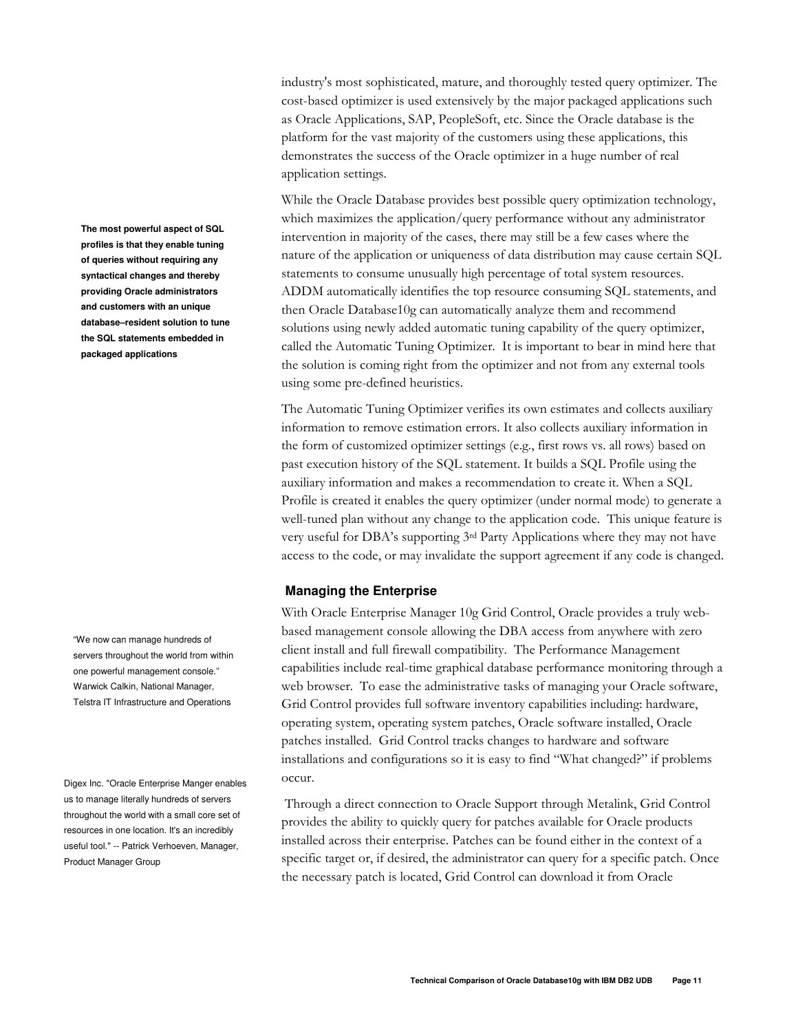industry's most sophisticated, mature, and thoroughly tested query optimizer. The cost-based optimizer is used extensively by the major packaged applications such as Oracle Applications, SAP, PeopleSoft, etc. Since the Oracle database is the platform for the vast majority of the customers using these applications, this demonstrates the success of the Oracle optimizer in a huge number of real application settings.

**The most powerful aspect of SQL profiles is that they enable tuning of queries without requiring any syntactical changes and thereby providing Oracle administrators and customers with an unique database–resident solution to tune the SQL statements embedded in packaged applications**

While the Oracle Database provides best possible query optimization technology, which maximizes the application/query performance without any administrator intervention in majority of the cases, there may still be a few cases where the nature of the application or uniqueness of data distribution may cause certain SQL statements to consume unusually high percentage of total system resources. ADDM automatically identifies the top resource consuming SQL statements, and then Oracle Database10g can automatically analyze them and recommend solutions using newly added automatic tuning capability of the query optimizer, called the Automatic Tuning Optimizer. It is important to bear in mind here that the solution is coming right from the optimizer and not from any external tools using some pre-defined heuristics.

The Automatic Tuning Optimizer verifies its own estimates and collects auxiliary information to remove estimation errors. It also collects auxiliary information in the form of customized optimizer settings (e.g., first rows vs. all rows) based on past execution history of the SQL statement. It builds a SQL Profile using the auxiliary information and makes a recommendation to create it. When a SQL Profile is created it enables the query optimizer (under normal mode) to generate a well-tuned plan without any change to the application code. This unique feature is very useful for DBA's supporting 3rd Party Applications where they may not have access to the code, or may invalidate the support agreement if any code is changed.

### Managing the Enterprise

"We now can manage hundreds of servers throughout the world from within one powerful management console." Warwick Calkin, National Manager, Telstra IT Infrastructure and Operations

With Oracle Enterprise Manager 10g Grid Control, Oracle provides a truly web-based management console allowing the DBA access from anywhere with zero client install and full firewall compatibility. The Performance Management capabilities include real-time graphical database performance monitoring through a web browser. To ease the administrative tasks of managing your Oracle software, Grid Control provides full software inventory capabilities including: hardware, operating system, operating system patches, Oracle software installed, Oracle patches installed. Grid Control tracks changes to hardware and software installations and configurations so it is easy to find "What changed?" if problems occur.

Digex Inc. "Oracle Enterprise Manger enables us to manage literally hundreds of servers throughout the world with a small core set of resources in one location. It's an incredibly useful tool." -- Patrick Verhoeven, Manager, Product Manager Group

Through a direct connection to Oracle Support through Metalink, Grid Control provides the ability to quickly query for patches available for Oracle products installed across their enterprise. Patches can be found either in the context of a specific target or, if desired, the administrator can query for a specific patch. Once the necessary patch is located, Grid Control can download it from Oracle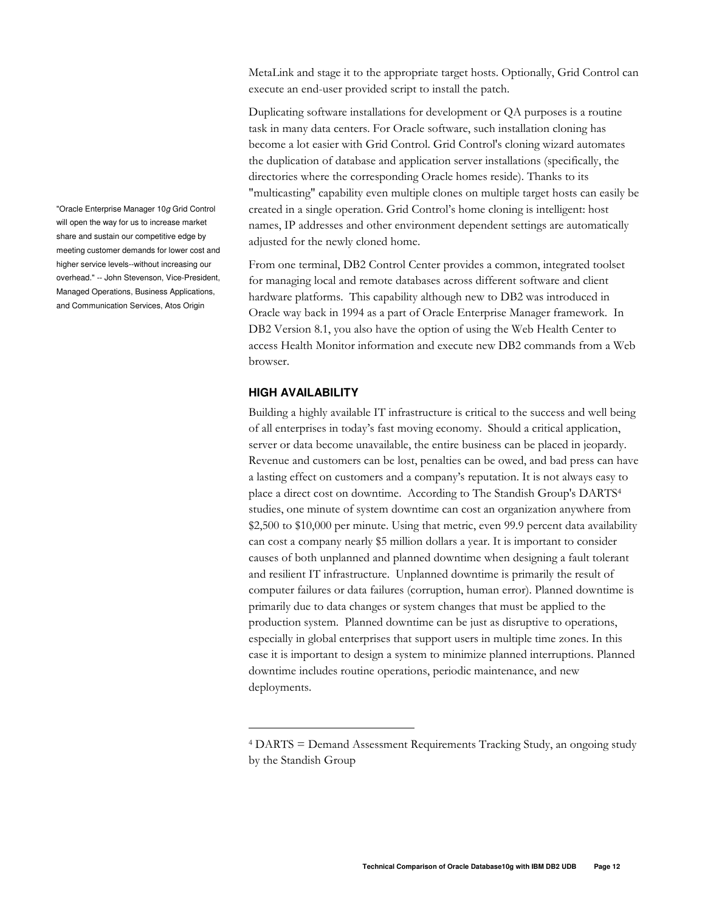MetaLink and stage it to the appropriate target hosts. Optionally, Grid Control can execute an end-user provided script to install the patch.

Duplicating software installations for development or QA purposes is a routine task in many data centers. For Oracle software, such installation cloning has become a lot easier with Grid Control. Grid Control's cloning wizard automates the duplication of database and application server installations (specifically, the directories where the corresponding Oracle homes reside). Thanks to its "multicasting" capability even multiple clones on multiple target hosts can easily be created in a single operation. Grid Control's home cloning is intelligent: host names, IP addresses and other environment dependent settings are automatically adjusted for the newly cloned home.

"Oracle Enterprise Manager 10*g* Grid Control will open the way for us to increase market share and sustain our competitive edge by meeting customer demands for lower cost and higher service levels--without increasing our overhead." -- John Stevenson, Vice-President, Managed Operations, Business Applications, and Communication Services, Atos Origin

From one terminal, DB2 Control Center provides a common, integrated toolset for managing local and remote databases across different software and client hardware platforms. This capability although new to DB2 was introduced in Oracle way back in 1994 as a part of Oracle Enterprise Manager framework. In DB2 Version 8.1, you also have the option of using the Web Health Center to access Health Monitor information and execute new DB2 commands from a Web browser.

## HIGH AVAILABILITY

Building a highly available IT infrastructure is critical to the success and well being of all enterprises in today's fast moving economy. Should a critical application, server or data become unavailable, the entire business can be placed in jeopardy. Revenue and customers can be lost, penalties can be owed, and bad press can have a lasting effect on customers and a company's reputation. It is not always easy to place a direct cost on downtime. According to The Standish Group's DARTS[4] studies, one minute of system downtime can cost an organization anywhere from $2,500 to $10,000 per minute. Using that metric, even 99.9 percent data availability can cost a company nearly $5 million dollars a year. It is important to consider causes of both unplanned and planned downtime when designing a fault tolerant and resilient IT infrastructure. Unplanned downtime is primarily the result of computer failures or data failures (corruption, human error). Planned downtime is primarily due to data changes or system changes that must be applied to the production system. Planned downtime can be just as disruptive to operations, especially in global enterprises that support users in multiple time zones. In this case it is important to design a system to minimize planned interruptions. Planned downtime includes routine operations, periodic maintenance, and new deployments.

---

[4] DARTS = Demand Assessment Requirements Tracking Study, an ongoing study by the Standish Group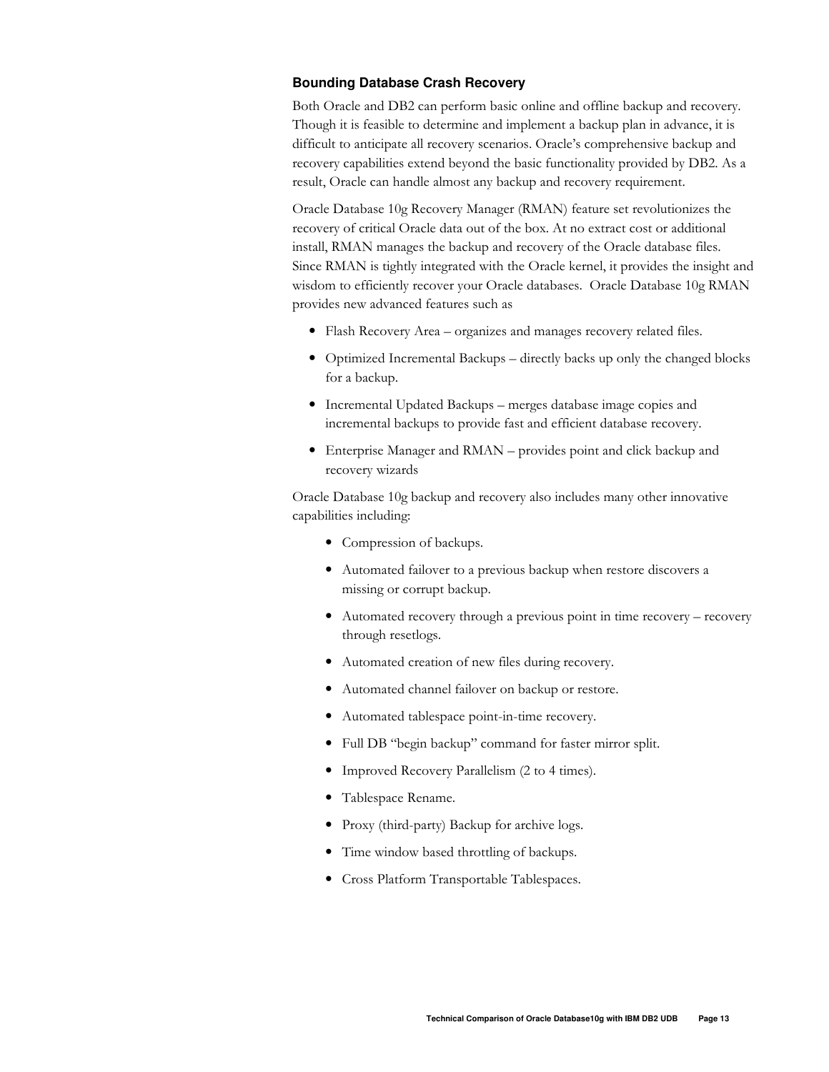### Bounding Database Crash Recovery

Both Oracle and DB2 can perform basic online and offline backup and recovery. Though it is feasible to determine and implement a backup plan in advance, it is difficult to anticipate all recovery scenarios. Oracle's comprehensive backup and recovery capabilities extend beyond the basic functionality provided by DB2. As a result, Oracle can handle almost any backup and recovery requirement.

Oracle Database 10g Recovery Manager (RMAN) feature set revolutionizes the recovery of critical Oracle data out of the box. At no extract cost or additional install, RMAN manages the backup and recovery of the Oracle database files. Since RMAN is tightly integrated with the Oracle kernel, it provides the insight and wisdom to efficiently recover your Oracle databases. Oracle Database 10g RMAN provides new advanced features such as

- Flash Recovery Area – organizes and manages recovery related files.
- Optimized Incremental Backups – directly backs up only the changed blocks for a backup.
- Incremental Updated Backups – merges database image copies and incremental backups to provide fast and efficient database recovery.
- Enterprise Manager and RMAN – provides point and click backup and recovery wizards

Oracle Database 10g backup and recovery also includes many other innovative capabilities including:

- Compression of backups.
- Automated failover to a previous backup when restore discovers a missing or corrupt backup.
- Automated recovery through a previous point in time recovery – recovery through resetlogs.
- Automated creation of new files during recovery.
- Automated channel failover on backup or restore.
- Automated tablespace point-in-time recovery.
- Full DB "begin backup" command for faster mirror split.
- Improved Recovery Parallelism (2 to 4 times).
- Tablespace Rename.
- Proxy (third-party) Backup for archive logs.
- Time window based throttling of backups.
- Cross Platform Transportable Tablespaces.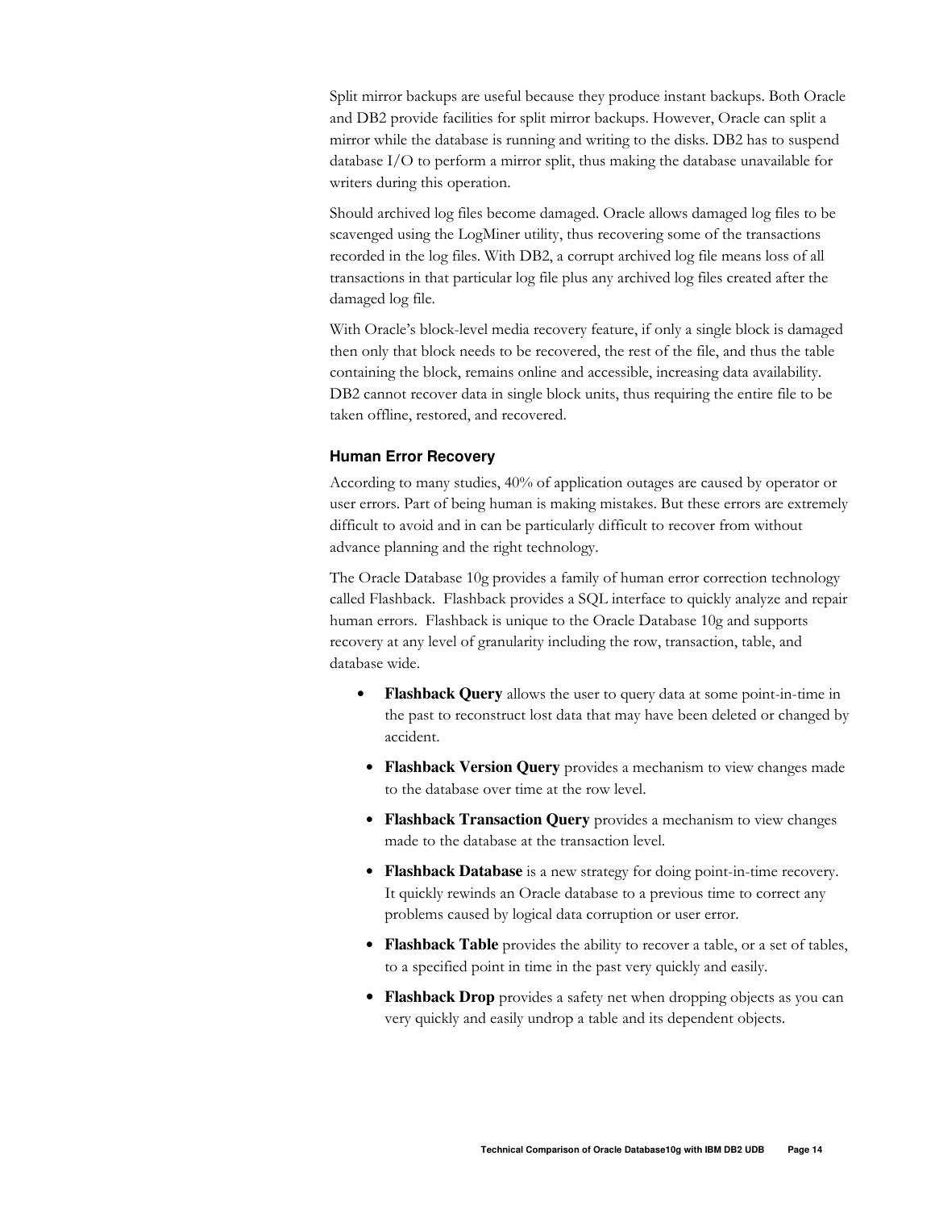Split mirror backups are useful because they produce instant backups. Both Oracle and DB2 provide facilities for split mirror backups. However, Oracle can split a mirror while the database is running and writing to the disks. DB2 has to suspend database I/O to perform a mirror split, thus making the database unavailable for writers during this operation.

Should archived log files become damaged. Oracle allows damaged log files to be scavenged using the LogMiner utility, thus recovering some of the transactions recorded in the log files. With DB2, a corrupt archived log file means loss of all transactions in that particular log file plus any archived log files created after the damaged log file.

With Oracle's block-level media recovery feature, if only a single block is damaged then only that block needs to be recovered, the rest of the file, and thus the table containing the block, remains online and accessible, increasing data availability. DB2 cannot recover data in single block units, thus requiring the entire file to be taken offline, restored, and recovered.

### Human Error Recovery

According to many studies, 40% of application outages are caused by operator or user errors. Part of being human is making mistakes. But these errors are extremely difficult to avoid and in can be particularly difficult to recover from without advance planning and the right technology.

The Oracle Database 10g provides a family of human error correction technology called Flashback. Flashback provides a SQL interface to quickly analyze and repair human errors. Flashback is unique to the Oracle Database 10g and supports recovery at any level of granularity including the row, transaction, table, and database wide.

- **Flashback Query** allows the user to query data at some point-in-time in the past to reconstruct lost data that may have been deleted or changed by accident.
- **Flashback Version Query** provides a mechanism to view changes made to the database over time at the row level.
- **Flashback Transaction Query** provides a mechanism to view changes made to the database at the transaction level.
- **Flashback Database** is a new strategy for doing point-in-time recovery. It quickly rewinds an Oracle database to a previous time to correct any problems caused by logical data corruption or user error.
- **Flashback Table** provides the ability to recover a table, or a set of tables, to a specified point in time in the past very quickly and easily.
- **Flashback Drop** provides a safety net when dropping objects as you can very quickly and easily undrop a table and its dependent objects.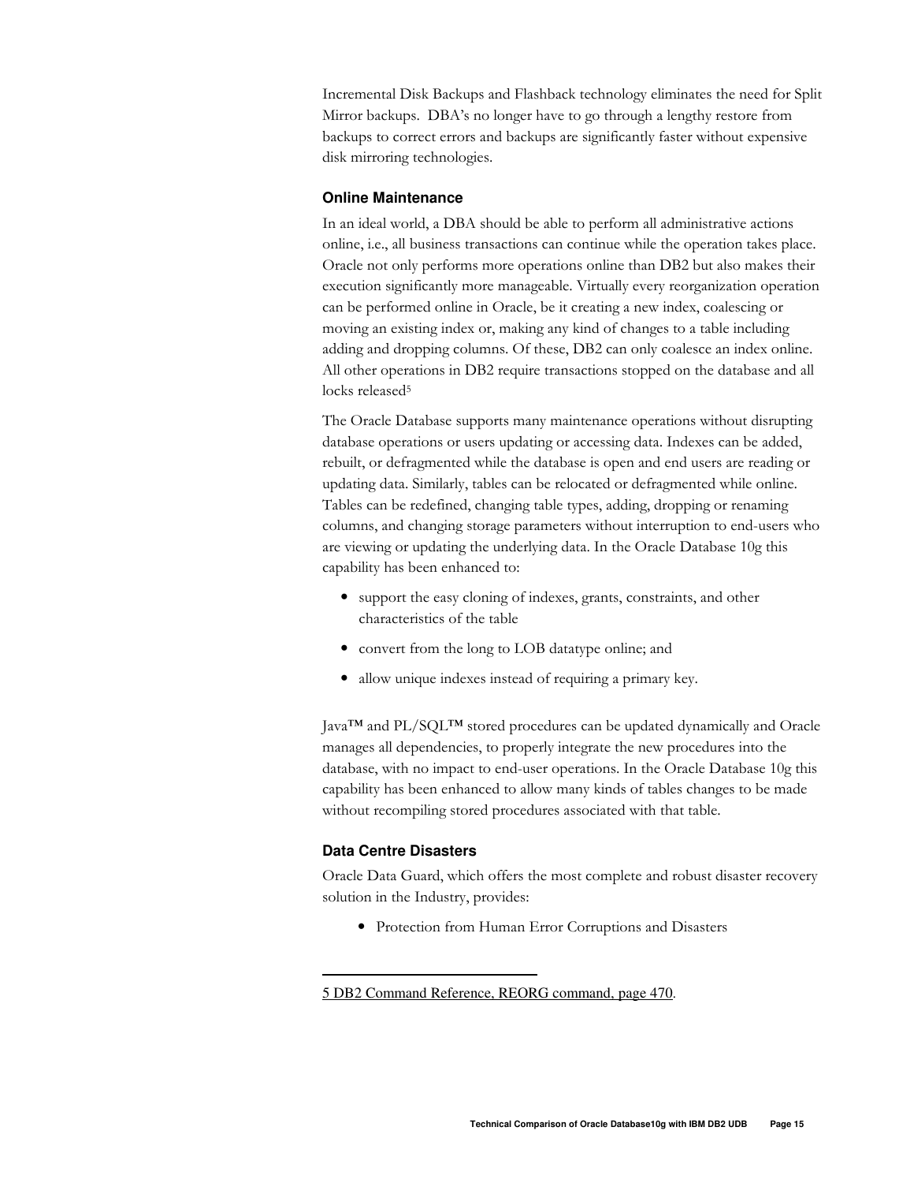Incremental Disk Backups and Flashback technology eliminates the need for Split Mirror backups. DBA's no longer have to go through a lengthy restore from backups to correct errors and backups are significantly faster without expensive disk mirroring technologies.

### Online Maintenance

In an ideal world, a DBA should be able to perform all administrative actions online, i.e., all business transactions can continue while the operation takes place. Oracle not only performs more operations online than DB2 but also makes their execution significantly more manageable. Virtually every reorganization operation can be performed online in Oracle, be it creating a new index, coalescing or moving an existing index or, making any kind of changes to a table including adding and dropping columns. Of these, DB2 can only coalesce an index online. All other operations in DB2 require transactions stopped on the database and all locks released[5]

The Oracle Database supports many maintenance operations without disrupting database operations or users updating or accessing data. Indexes can be added, rebuilt, or defragmented while the database is open and end users are reading or updating data. Similarly, tables can be relocated or defragmented while online. Tables can be redefined, changing table types, adding, dropping or renaming columns, and changing storage parameters without interruption to end-users who are viewing or updating the underlying data. In the Oracle Database 10g this capability has been enhanced to:

- support the easy cloning of indexes, grants, constraints, and other characteristics of the table
- convert from the long to LOB datatype online; and
- allow unique indexes instead of requiring a primary key.

Java™ and PL/SQL™ stored procedures can be updated dynamically and Oracle manages all dependencies, to properly integrate the new procedures into the database, with no impact to end-user operations. In the Oracle Database 10g this capability has been enhanced to allow many kinds of tables changes to be made without recompiling stored procedures associated with that table.

### Data Centre Disasters

Oracle Data Guard, which offers the most complete and robust disaster recovery solution in the Industry, provides:

- Protection from Human Error Corruptions and Disasters

---

5 DB2 Command Reference, REORG command, page 470.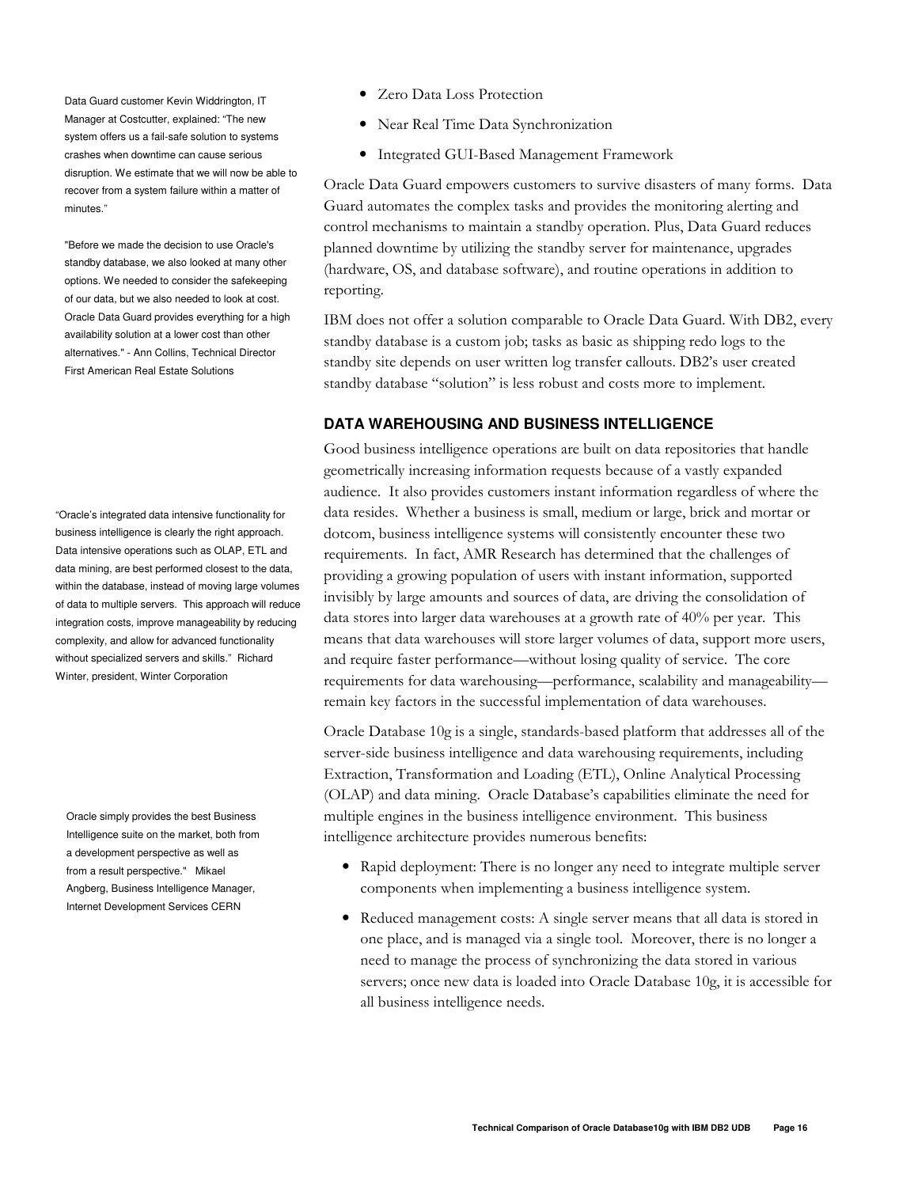Data Guard customer Kevin Widdrington, IT Manager at Costcutter, explained: "The new system offers us a fail-safe solution to systems crashes when downtime can cause serious disruption. We estimate that we will now be able to recover from a system failure within a matter of minutes."

"Before we made the decision to use Oracle's standby database, we also looked at many other options. We needed to consider the safekeeping of our data, but we also needed to look at cost. Oracle Data Guard provides everything for a high availability solution at a lower cost than other alternatives." - Ann Collins, Technical Director First American Real Estate Solutions

- Zero Data Loss Protection
- Near Real Time Data Synchronization
- Integrated GUI-Based Management Framework

Oracle Data Guard empowers customers to survive disasters of many forms. Data Guard automates the complex tasks and provides the monitoring alerting and control mechanisms to maintain a standby operation. Plus, Data Guard reduces planned downtime by utilizing the standby server for maintenance, upgrades (hardware, OS, and database software), and routine operations in addition to reporting.

IBM does not offer a solution comparable to Oracle Data Guard. With DB2, every standby database is a custom job; tasks as basic as shipping redo logs to the standby site depends on user written log transfer callouts. DB2's user created standby database "solution" is less robust and costs more to implement.

## DATA WAREHOUSING AND BUSINESS INTELLIGENCE

"Oracle's integrated data intensive functionality for business intelligence is clearly the right approach. Data intensive operations such as OLAP, ETL and data mining, are best performed closest to the data, within the database, instead of moving large volumes of data to multiple servers. This approach will reduce integration costs, improve manageability by reducing complexity, and allow for advanced functionality without specialized servers and skills." Richard Winter, president, Winter Corporation

Good business intelligence operations are built on data repositories that handle geometrically increasing information requests because of a vastly expanded audience. It also provides customers instant information regardless of where the data resides. Whether a business is small, medium or large, brick and mortar or dotcom, business intelligence systems will consistently encounter these two requirements. In fact, AMR Research has determined that the challenges of providing a growing population of users with instant information, supported invisibly by large amounts and sources of data, are driving the consolidation of data stores into larger data warehouses at a growth rate of 40% per year. This means that data warehouses will store larger volumes of data, support more users, and require faster performance—without losing quality of service. The core requirements for data warehousing—performance, scalability and manageability—remain key factors in the successful implementation of data warehouses.

Oracle simply provides the best Business Intelligence suite on the market, both from a development perspective as well as from a result perspective." Mikael Angberg, Business Intelligence Manager, Internet Development Services CERN

Oracle Database 10g is a single, standards-based platform that addresses all of the server-side business intelligence and data warehousing requirements, including Extraction, Transformation and Loading (ETL), Online Analytical Processing (OLAP) and data mining. Oracle Database's capabilities eliminate the need for multiple engines in the business intelligence environment. This business intelligence architecture provides numerous benefits:

- Rapid deployment: There is no longer any need to integrate multiple server components when implementing a business intelligence system.
- Reduced management costs: A single server means that all data is stored in one place, and is managed via a single tool. Moreover, there is no longer a need to manage the process of synchronizing the data stored in various servers; once new data is loaded into Oracle Database 10g, it is accessible for all business intelligence needs.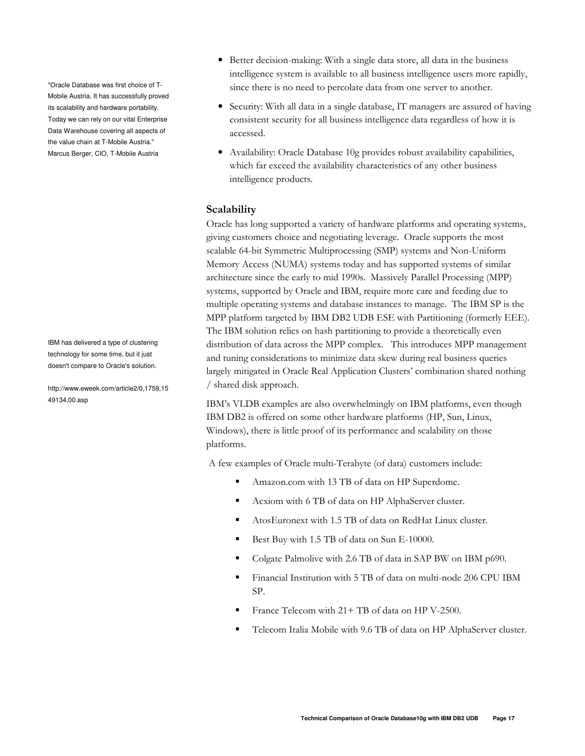"Oracle Database was first choice of T-Mobile Austria. It has successfully proved its scalability and hardware portability. Today we can rely on our vital Enterprise Data Warehouse covering all aspects of the value chain at T-Mobile Austria." Marcus Berger, CIO, T-Mobile Austria

- Better decision-making: With a single data store, all data in the business intelligence system is available to all business intelligence users more rapidly, since there is no need to percolate data from one server to another.
- Security: With all data in a single database, IT managers are assured of having consistent security for all business intelligence data regardless of how it is accessed.
- Availability: Oracle Database 10g provides robust availability capabilities, which far exceed the availability characteristics of any other business intelligence products.

### Scalability

Oracle has long supported a variety of hardware platforms and operating systems, giving customers choice and negotiating leverage. Oracle supports the most scalable 64-bit Symmetric Multiprocessing (SMP) systems and Non-Uniform Memory Access (NUMA) systems today and has supported systems of similar architecture since the early to mid 1990s. Massively Parallel Processing (MPP) systems, supported by Oracle and IBM, require more care and feeding due to multiple operating systems and database instances to manage. The IBM SP is the MPP platform targeted by IBM DB2 UDB ESE with Partitioning (formerly EEE). The IBM solution relies on hash partitioning to provide a theoretically even distribution of data across the MPP complex. This introduces MPP management and tuning considerations to minimize data skew during real business queries largely mitigated in Oracle Real Application Clusters' combination shared nothing / shared disk approach.

IBM has delivered a type of clustering technology for some time, but it just doesn't compare to Oracle's solution.

http://www.eweek.com/article2/0,1759,1549134,00.asp

IBM's VLDB examples are also overwhelmingly on IBM platforms, even though IBM DB2 is offered on some other hardware platforms (HP, Sun, Linux, Windows), there is little proof of its performance and scalability on those platforms.

A few examples of Oracle multi-Terabyte (of data) customers include:

- Amazon.com with 13 TB of data on HP Superdome.
- Acxiom with 6 TB of data on HP AlphaServer cluster.
- AtosEuronext with 1.5 TB of data on RedHat Linux cluster.
- Best Buy with 1.5 TB of data on Sun E-10000.
- Colgate Palmolive with 2.6 TB of data in SAP BW on IBM p690.
- Financial Institution with 5 TB of data on multi-node 206 CPU IBM SP.
- France Telecom with 21+ TB of data on HP V-2500.
- Telecom Italia Mobile with 9.6 TB of data on HP AlphaServer cluster.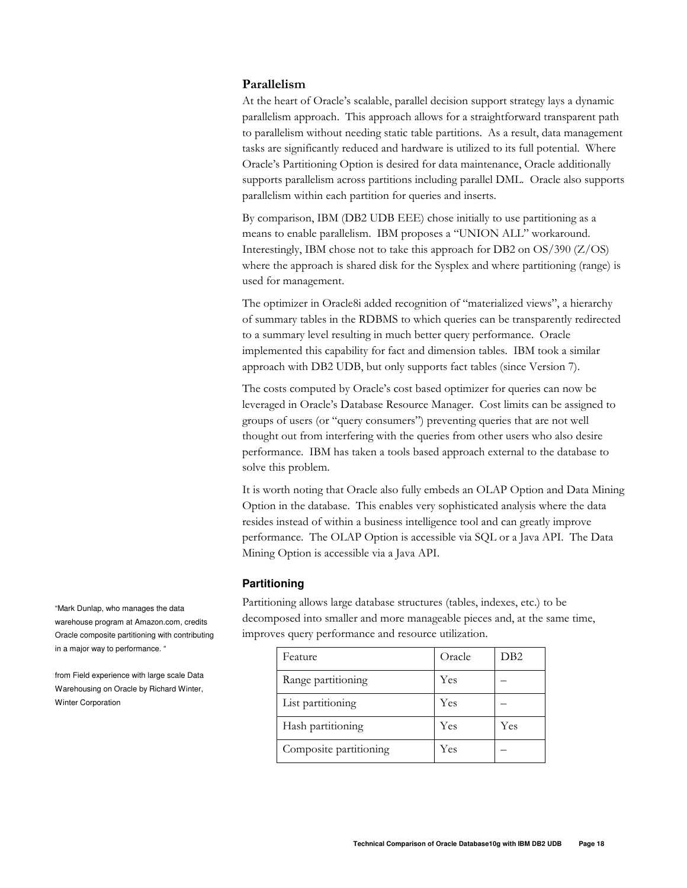## Parallelism

At the heart of Oracle's scalable, parallel decision support strategy lays a dynamic parallelism approach. This approach allows for a straightforward transparent path to parallelism without needing static table partitions. As a result, data management tasks are significantly reduced and hardware is utilized to its full potential. Where Oracle's Partitioning Option is desired for data maintenance, Oracle additionally supports parallelism across partitions including parallel DML. Oracle also supports parallelism within each partition for queries and inserts.

By comparison, IBM (DB2 UDB EEE) chose initially to use partitioning as a means to enable parallelism. IBM proposes a "UNION ALL" workaround. Interestingly, IBM chose not to take this approach for DB2 on OS/390 (Z/OS) where the approach is shared disk for the Sysplex and where partitioning (range) is used for management.

The optimizer in Oracle8i added recognition of "materialized views", a hierarchy of summary tables in the RDBMS to which queries can be transparently redirected to a summary level resulting in much better query performance. Oracle implemented this capability for fact and dimension tables. IBM took a similar approach with DB2 UDB, but only supports fact tables (since Version 7).

The costs computed by Oracle's cost based optimizer for queries can now be leveraged in Oracle's Database Resource Manager. Cost limits can be assigned to groups of users (or "query consumers") preventing queries that are not well thought out from interfering with the queries from other users who also desire performance. IBM has taken a tools based approach external to the database to solve this problem.

It is worth noting that Oracle also fully embeds an OLAP Option and Data Mining Option in the database. This enables very sophisticated analysis where the data resides instead of within a business intelligence tool and can greatly improve performance. The OLAP Option is accessible via SQL or a Java API. The Data Mining Option is accessible via a Java API.

### Partitioning

"Mark Dunlap, who manages the data warehouse program at Amazon.com, credits Oracle composite partitioning with contributing in a major way to performance. "

from Field experience with large scale Data Warehousing on Oracle by Richard Winter, Winter Corporation

Partitioning allows large database structures (tables, indexes, etc.) to be decomposed into smaller and more manageable pieces and, at the same time, improves query performance and resource utilization.

| Feature | Oracle | DB2 |
|---|---|---|
| Range partitioning | Yes | – |
| List partitioning | Yes | – |
| Hash partitioning | Yes | Yes |
| Composite partitioning | Yes | – |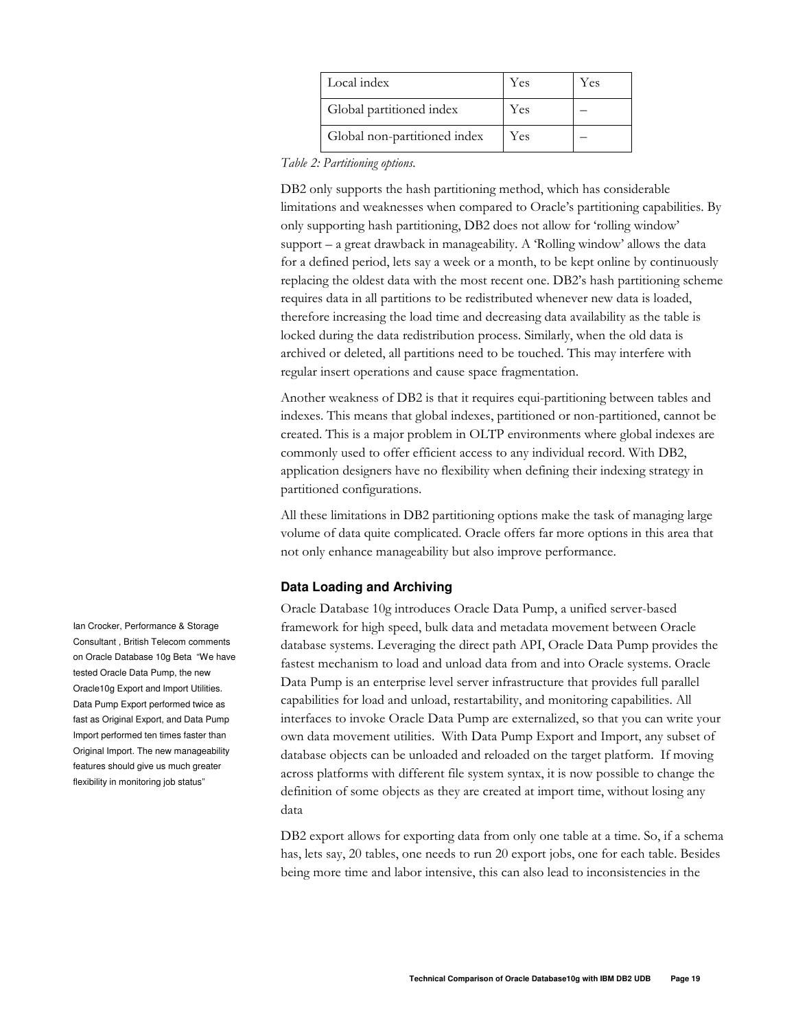| Local index | Yes | Yes |
| --- | --- | --- |
| Global partitioned index | Yes | – |
| Global non-partitioned index | Yes | – |

*Table 2: Partitioning options.*

DB2 only supports the hash partitioning method, which has considerable limitations and weaknesses when compared to Oracle's partitioning capabilities. By only supporting hash partitioning, DB2 does not allow for 'rolling window' support – a great drawback in manageability. A 'Rolling window' allows the data for a defined period, lets say a week or a month, to be kept online by continuously replacing the oldest data with the most recent one. DB2's hash partitioning scheme requires data in all partitions to be redistributed whenever new data is loaded, therefore increasing the load time and decreasing data availability as the table is locked during the data redistribution process. Similarly, when the old data is archived or deleted, all partitions need to be touched. This may interfere with regular insert operations and cause space fragmentation.

Another weakness of DB2 is that it requires equi-partitioning between tables and indexes. This means that global indexes, partitioned or non-partitioned, cannot be created. This is a major problem in OLTP environments where global indexes are commonly used to offer efficient access to any individual record. With DB2, application designers have no flexibility when defining their indexing strategy in partitioned configurations.

All these limitations in DB2 partitioning options make the task of managing large volume of data quite complicated. Oracle offers far more options in this area that not only enhance manageability but also improve performance.

### Data Loading and Archiving

Ian Crocker, Performance & Storage Consultant , British Telecom comments on Oracle Database 10g Beta "We have tested Oracle Data Pump, the new Oracle10g Export and Import Utilities. Data Pump Export performed twice as fast as Original Export, and Data Pump Import performed ten times faster than Original Import. The new manageability features should give us much greater flexibility in monitoring job status"

Oracle Database 10g introduces Oracle Data Pump, a unified server-based framework for high speed, bulk data and metadata movement between Oracle database systems. Leveraging the direct path API, Oracle Data Pump provides the fastest mechanism to load and unload data from and into Oracle systems. Oracle Data Pump is an enterprise level server infrastructure that provides full parallel capabilities for load and unload, restartability, and monitoring capabilities. All interfaces to invoke Oracle Data Pump are externalized, so that you can write your own data movement utilities. With Data Pump Export and Import, any subset of database objects can be unloaded and reloaded on the target platform. If moving across platforms with different file system syntax, it is now possible to change the definition of some objects as they are created at import time, without losing any data

DB2 export allows for exporting data from only one table at a time. So, if a schema has, lets say, 20 tables, one needs to run 20 export jobs, one for each table. Besides being more time and labor intensive, this can also lead to inconsistencies in the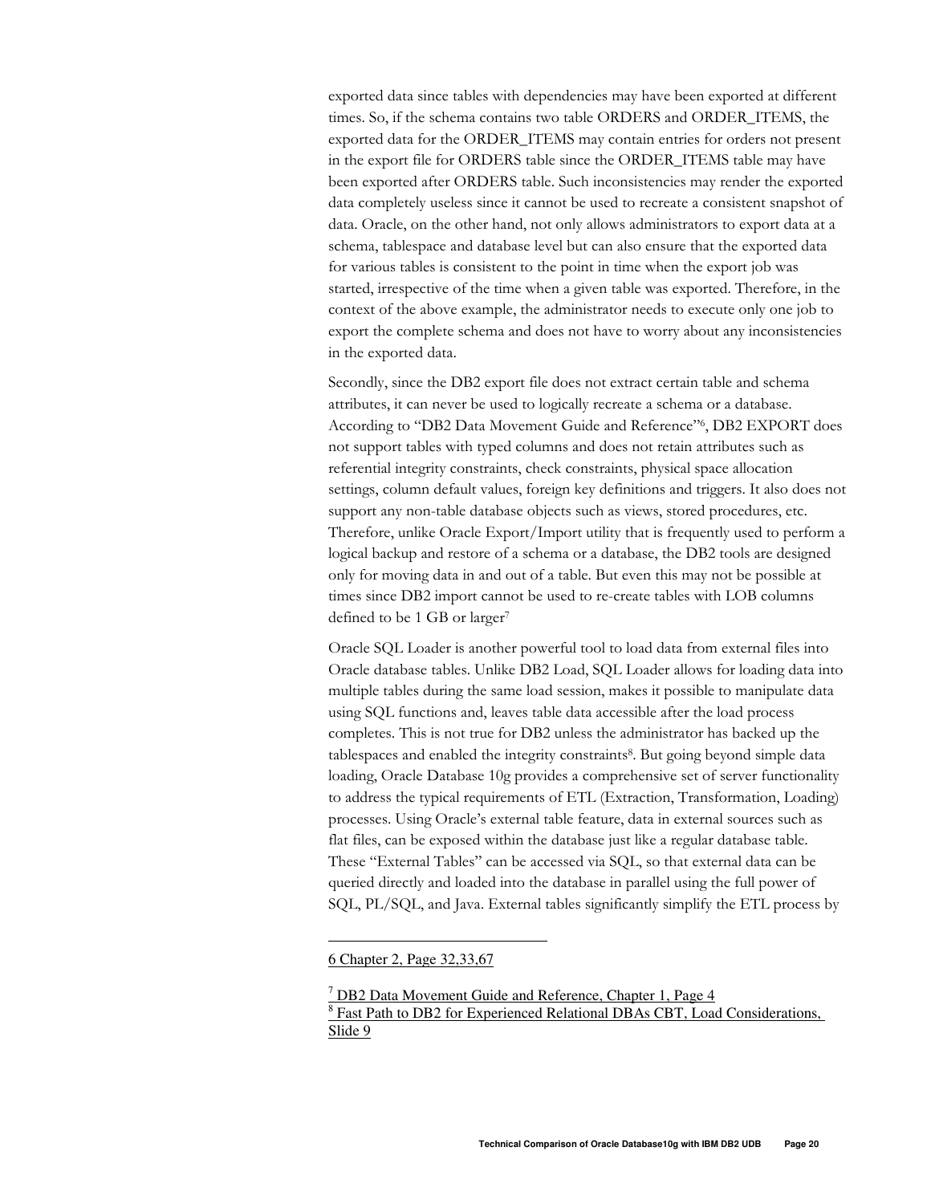exported data since tables with dependencies may have been exported at different times. So, if the schema contains two table ORDERS and ORDER_ITEMS, the exported data for the ORDER_ITEMS may contain entries for orders not present in the export file for ORDERS table since the ORDER_ITEMS table may have been exported after ORDERS table. Such inconsistencies may render the exported data completely useless since it cannot be used to recreate a consistent snapshot of data. Oracle, on the other hand, not only allows administrators to export data at a schema, tablespace and database level but can also ensure that the exported data for various tables is consistent to the point in time when the export job was started, irrespective of the time when a given table was exported. Therefore, in the context of the above example, the administrator needs to execute only one job to export the complete schema and does not have to worry about any inconsistencies in the exported data.

Secondly, since the DB2 export file does not extract certain table and schema attributes, it can never be used to logically recreate a schema or a database. According to "DB2 Data Movement Guide and Reference"[6], DB2 EXPORT does not support tables with typed columns and does not retain attributes such as referential integrity constraints, check constraints, physical space allocation settings, column default values, foreign key definitions and triggers. It also does not support any non-table database objects such as views, stored procedures, etc. Therefore, unlike Oracle Export/Import utility that is frequently used to perform a logical backup and restore of a schema or a database, the DB2 tools are designed only for moving data in and out of a table. But even this may not be possible at times since DB2 import cannot be used to re-create tables with LOB columns defined to be 1 GB or larger[7]

Oracle SQL Loader is another powerful tool to load data from external files into Oracle database tables. Unlike DB2 Load, SQL Loader allows for loading data into multiple tables during the same load session, makes it possible to manipulate data using SQL functions and, leaves table data accessible after the load process completes. This is not true for DB2 unless the administrator has backed up the tablespaces and enabled the integrity constraints[8]. But going beyond simple data loading, Oracle Database 10g provides a comprehensive set of server functionality to address the typical requirements of ETL (Extraction, Transformation, Loading) processes. Using Oracle's external table feature, data in external sources such as flat files, can be exposed within the database just like a regular database table. These "External Tables" can be accessed via SQL, so that external data can be queried directly and loaded into the database in parallel using the full power of SQL, PL/SQL, and Java. External tables significantly simplify the ETL process by

---

6 Chapter 2, Page 32,33,67

[7] DB2 Data Movement Guide and Reference, Chapter 1, Page 4

[8] Fast Path to DB2 for Experienced Relational DBAs CBT, Load Considerations, Slide 9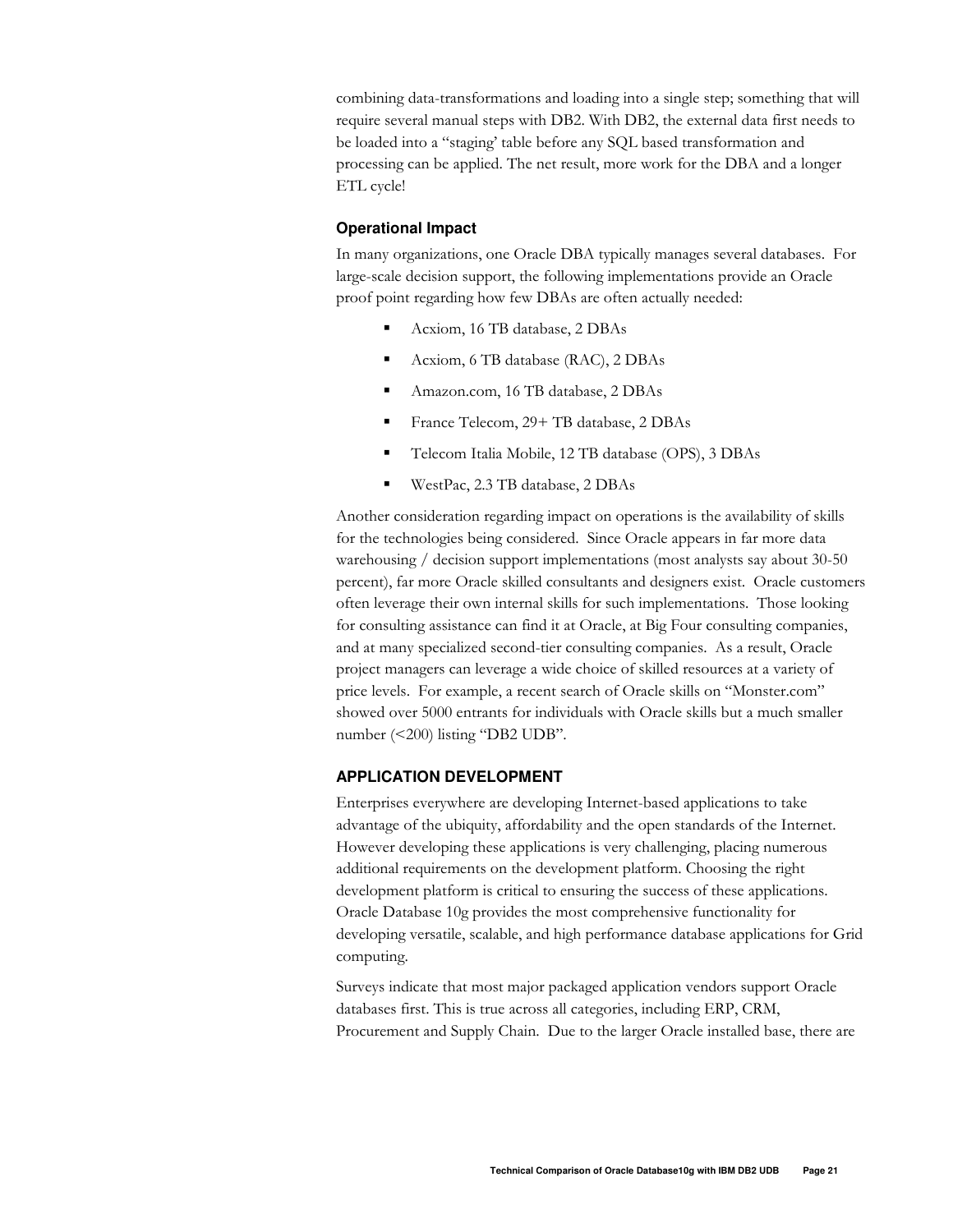combining data-transformations and loading into a single step; something that will require several manual steps with DB2. With DB2, the external data first needs to be loaded into a "staging' table before any SQL based transformation and processing can be applied. The net result, more work for the DBA and a longer ETL cycle!

### Operational Impact

In many organizations, one Oracle DBA typically manages several databases. For large-scale decision support, the following implementations provide an Oracle proof point regarding how few DBAs are often actually needed:

- Acxiom, 16 TB database, 2 DBAs
- Acxiom, 6 TB database (RAC), 2 DBAs
- Amazon.com, 16 TB database, 2 DBAs
- France Telecom, 29+ TB database, 2 DBAs
- Telecom Italia Mobile, 12 TB database (OPS), 3 DBAs
- WestPac, 2.3 TB database, 2 DBAs

Another consideration regarding impact on operations is the availability of skills for the technologies being considered. Since Oracle appears in far more data warehousing / decision support implementations (most analysts say about 30-50 percent), far more Oracle skilled consultants and designers exist. Oracle customers often leverage their own internal skills for such implementations. Those looking for consulting assistance can find it at Oracle, at Big Four consulting companies, and at many specialized second-tier consulting companies. As a result, Oracle project managers can leverage a wide choice of skilled resources at a variety of price levels. For example, a recent search of Oracle skills on "Monster.com" showed over 5000 entrants for individuals with Oracle skills but a much smaller number (<200) listing "DB2 UDB".

## APPLICATION DEVELOPMENT

Enterprises everywhere are developing Internet-based applications to take advantage of the ubiquity, affordability and the open standards of the Internet. However developing these applications is very challenging, placing numerous additional requirements on the development platform. Choosing the right development platform is critical to ensuring the success of these applications. Oracle Database 10g provides the most comprehensive functionality for developing versatile, scalable, and high performance database applications for Grid computing.

Surveys indicate that most major packaged application vendors support Oracle databases first. This is true across all categories, including ERP, CRM, Procurement and Supply Chain. Due to the larger Oracle installed base, there are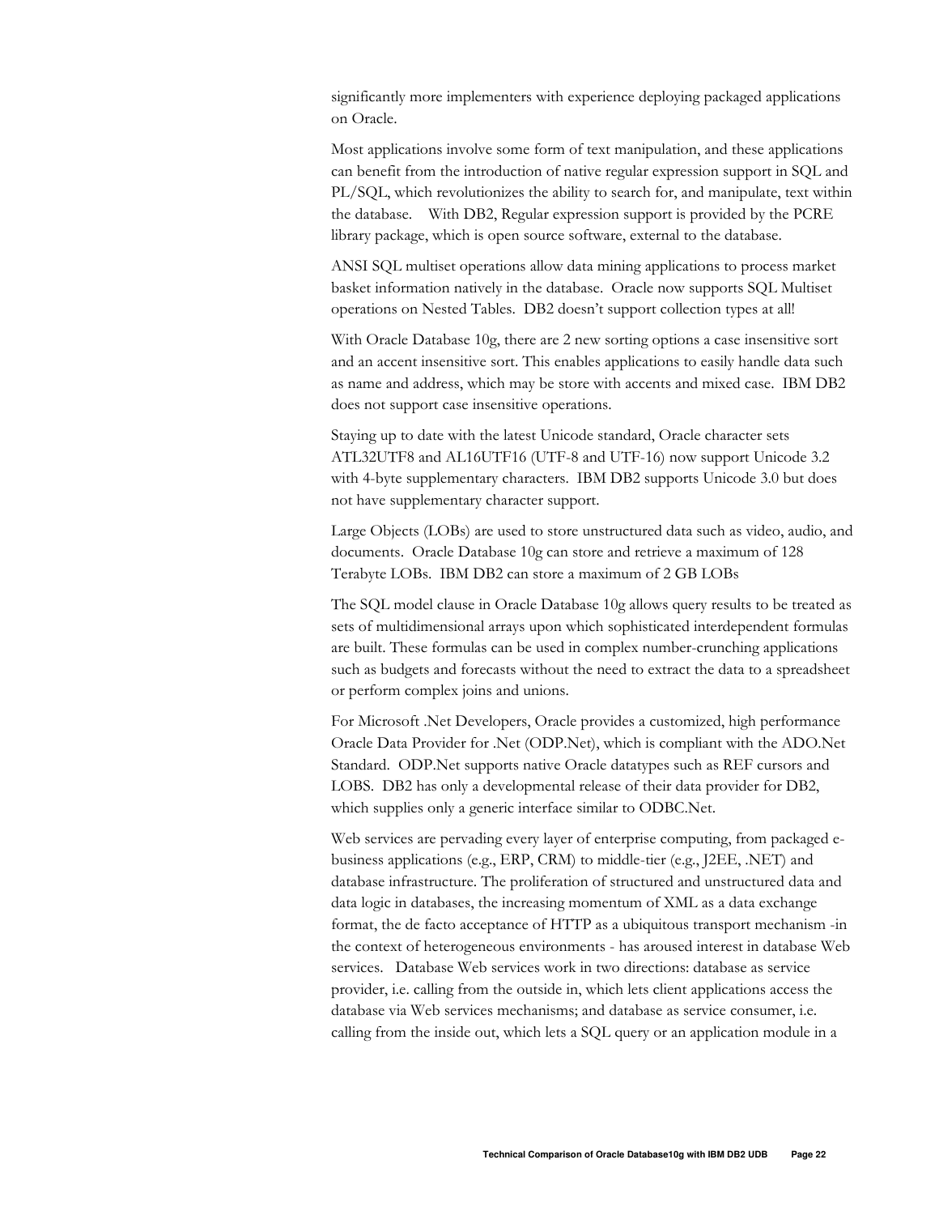significantly more implementers with experience deploying packaged applications on Oracle.

Most applications involve some form of text manipulation, and these applications can benefit from the introduction of native regular expression support in SQL and PL/SQL, which revolutionizes the ability to search for, and manipulate, text within the database. With DB2, Regular expression support is provided by the PCRE library package, which is open source software, external to the database.

ANSI SQL multiset operations allow data mining applications to process market basket information natively in the database. Oracle now supports SQL Multiset operations on Nested Tables. DB2 doesn't support collection types at all!

With Oracle Database 10g, there are 2 new sorting options a case insensitive sort and an accent insensitive sort. This enables applications to easily handle data such as name and address, which may be store with accents and mixed case. IBM DB2 does not support case insensitive operations.

Staying up to date with the latest Unicode standard, Oracle character sets ATL32UTF8 and AL16UTF16 (UTF-8 and UTF-16) now support Unicode 3.2 with 4-byte supplementary characters. IBM DB2 supports Unicode 3.0 but does not have supplementary character support.

Large Objects (LOBs) are used to store unstructured data such as video, audio, and documents. Oracle Database 10g can store and retrieve a maximum of 128 Terabyte LOBs. IBM DB2 can store a maximum of 2 GB LOBs

The SQL model clause in Oracle Database 10g allows query results to be treated as sets of multidimensional arrays upon which sophisticated interdependent formulas are built. These formulas can be used in complex number-crunching applications such as budgets and forecasts without the need to extract the data to a spreadsheet or perform complex joins and unions.

For Microsoft .Net Developers, Oracle provides a customized, high performance Oracle Data Provider for .Net (ODP.Net), which is compliant with the ADO.Net Standard. ODP.Net supports native Oracle datatypes such as REF cursors and LOBS. DB2 has only a developmental release of their data provider for DB2, which supplies only a generic interface similar to ODBC.Net.

Web services are pervading every layer of enterprise computing, from packaged e-business applications (e.g., ERP, CRM) to middle-tier (e.g., J2EE, .NET) and database infrastructure. The proliferation of structured and unstructured data and data logic in databases, the increasing momentum of XML as a data exchange format, the de facto acceptance of HTTP as a ubiquitous transport mechanism -in the context of heterogeneous environments - has aroused interest in database Web services. Database Web services work in two directions: database as service provider, i.e. calling from the outside in, which lets client applications access the database via Web services mechanisms; and database as service consumer, i.e. calling from the inside out, which lets a SQL query or an application module in a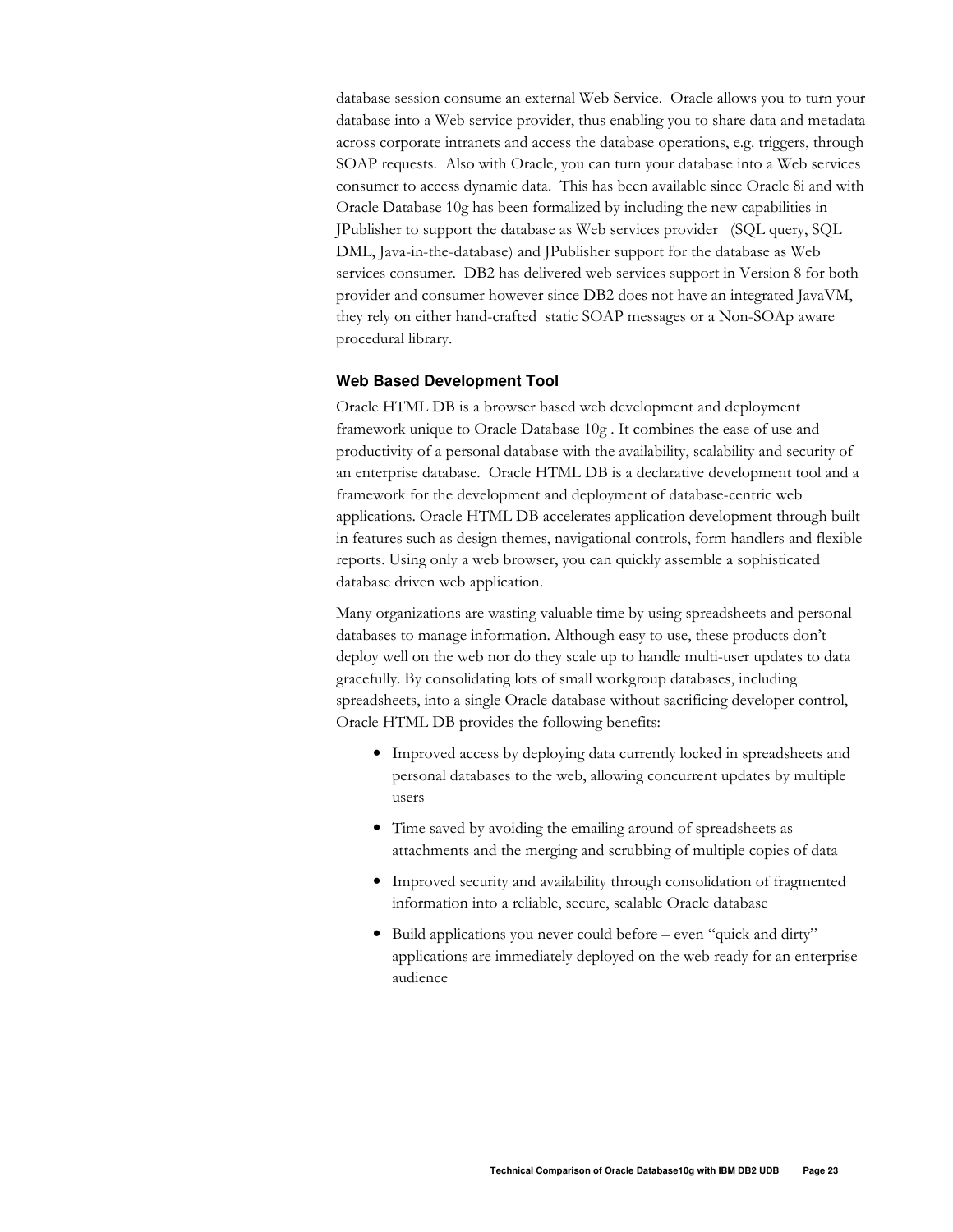database session consume an external Web Service. Oracle allows you to turn your database into a Web service provider, thus enabling you to share data and metadata across corporate intranets and access the database operations, e.g. triggers, through SOAP requests. Also with Oracle, you can turn your database into a Web services consumer to access dynamic data. This has been available since Oracle 8i and with Oracle Database 10g has been formalized by including the new capabilities in JPublisher to support the database as Web services provider (SQL query, SQL DML, Java-in-the-database) and JPublisher support for the database as Web services consumer. DB2 has delivered web services support in Version 8 for both provider and consumer however since DB2 does not have an integrated JavaVM, they rely on either hand-crafted static SOAP messages or a Non-SOAp aware procedural library.

### Web Based Development Tool

Oracle HTML DB is a browser based web development and deployment framework unique to Oracle Database 10g . It combines the ease of use and productivity of a personal database with the availability, scalability and security of an enterprise database. Oracle HTML DB is a declarative development tool and a framework for the development and deployment of database-centric web applications. Oracle HTML DB accelerates application development through built in features such as design themes, navigational controls, form handlers and flexible reports. Using only a web browser, you can quickly assemble a sophisticated database driven web application.

Many organizations are wasting valuable time by using spreadsheets and personal databases to manage information. Although easy to use, these products don't deploy well on the web nor do they scale up to handle multi-user updates to data gracefully. By consolidating lots of small workgroup databases, including spreadsheets, into a single Oracle database without sacrificing developer control, Oracle HTML DB provides the following benefits:

- Improved access by deploying data currently locked in spreadsheets and personal databases to the web, allowing concurrent updates by multiple users
- Time saved by avoiding the emailing around of spreadsheets as attachments and the merging and scrubbing of multiple copies of data
- Improved security and availability through consolidation of fragmented information into a reliable, secure, scalable Oracle database
- Build applications you never could before – even "quick and dirty" applications are immediately deployed on the web ready for an enterprise audience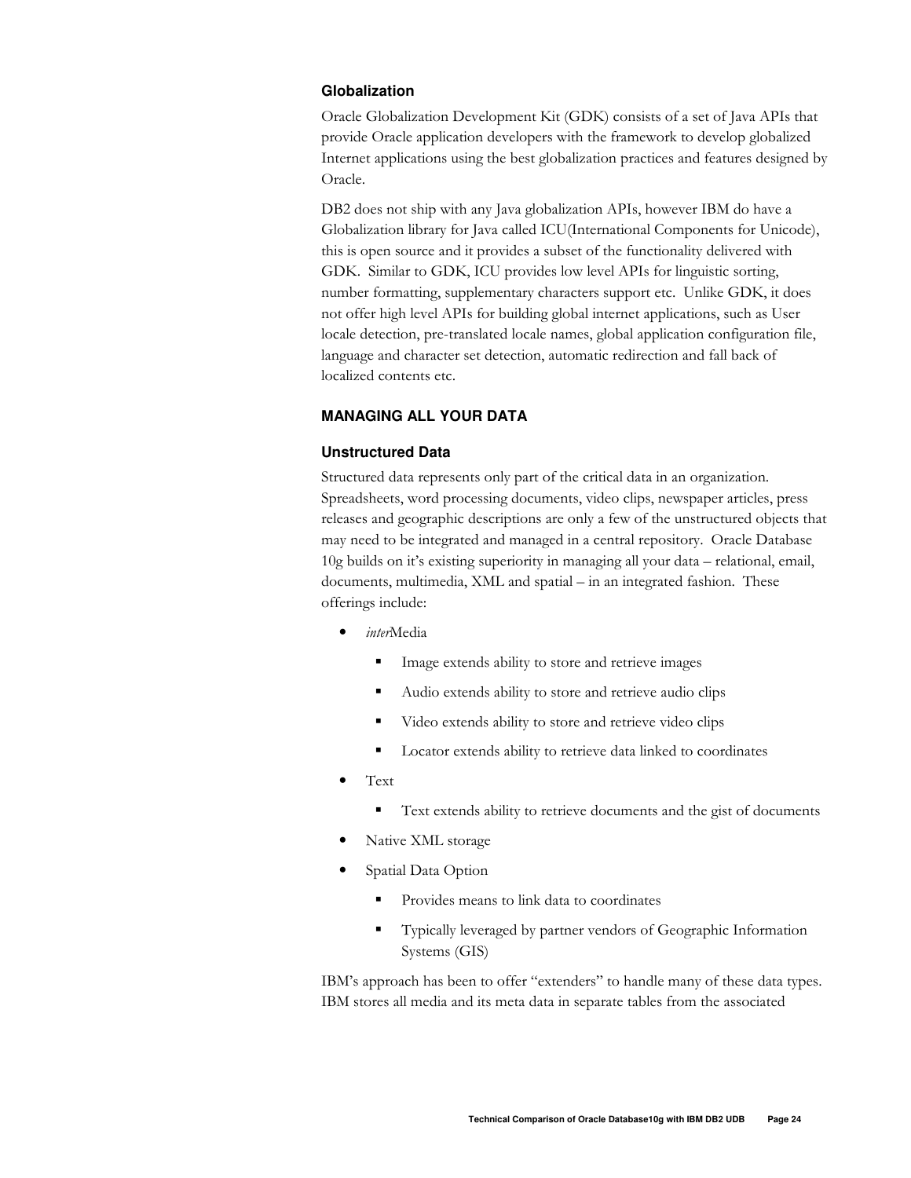### Globalization

Oracle Globalization Development Kit (GDK) consists of a set of Java APIs that provide Oracle application developers with the framework to develop globalized Internet applications using the best globalization practices and features designed by Oracle.

DB2 does not ship with any Java globalization APIs, however IBM do have a Globalization library for Java called ICU(International Components for Unicode), this is open source and it provides a subset of the functionality delivered with GDK. Similar to GDK, ICU provides low level APIs for linguistic sorting, number formatting, supplementary characters support etc. Unlike GDK, it does not offer high level APIs for building global internet applications, such as User locale detection, pre-translated locale names, global application configuration file, language and character set detection, automatic redirection and fall back of localized contents etc.

## MANAGING ALL YOUR DATA

### Unstructured Data

Structured data represents only part of the critical data in an organization. Spreadsheets, word processing documents, video clips, newspaper articles, press releases and geographic descriptions are only a few of the unstructured objects that may need to be integrated and managed in a central repository. Oracle Database 10g builds on it's existing superiority in managing all your data – relational, email, documents, multimedia, XML and spatial – in an integrated fashion. These offerings include:

- *inter*Media
  - Image extends ability to store and retrieve images
  - Audio extends ability to store and retrieve audio clips
  - Video extends ability to store and retrieve video clips
  - Locator extends ability to retrieve data linked to coordinates
- Text
  - Text extends ability to retrieve documents and the gist of documents
- Native XML storage
- Spatial Data Option
  - Provides means to link data to coordinates
  - Typically leveraged by partner vendors of Geographic Information Systems (GIS)

IBM's approach has been to offer "extenders" to handle many of these data types. IBM stores all media and its meta data in separate tables from the associated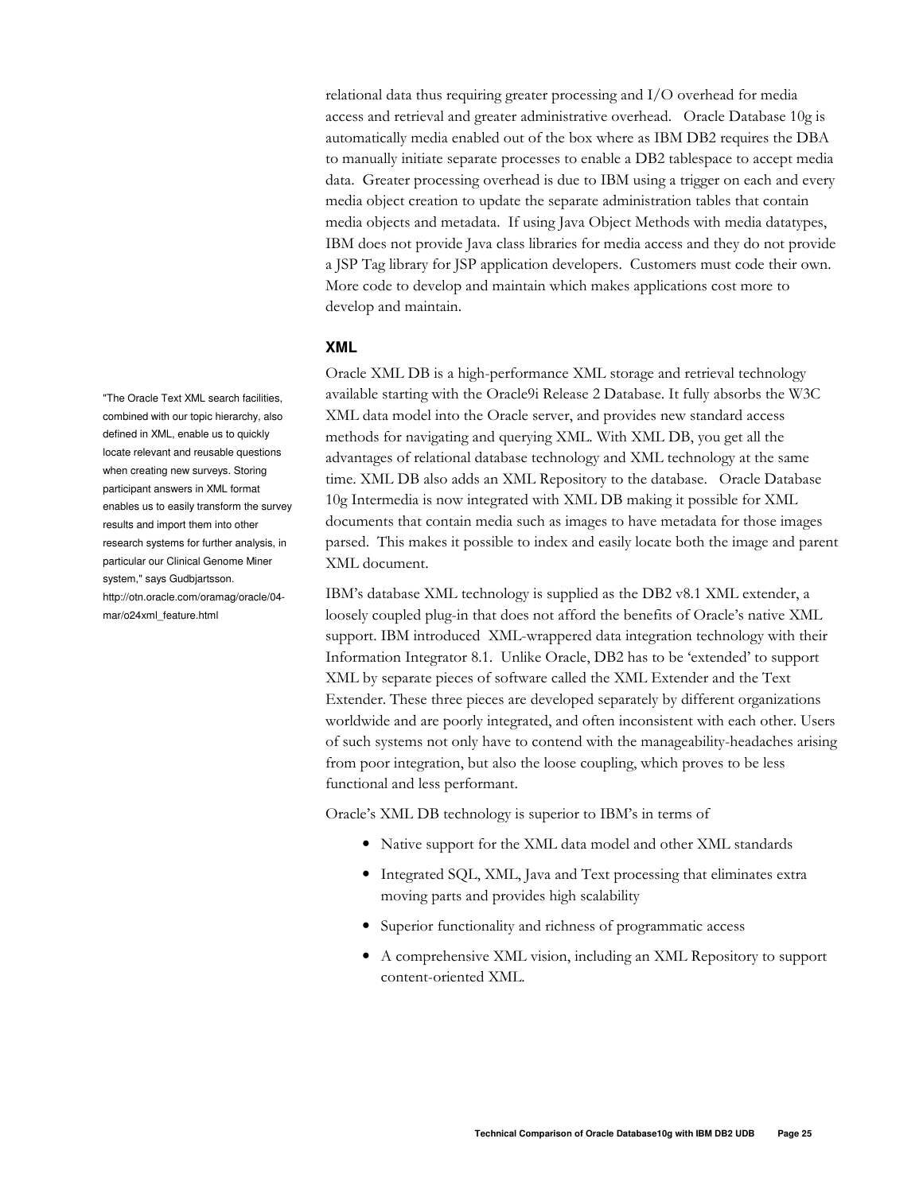relational data thus requiring greater processing and I/O overhead for media access and retrieval and greater administrative overhead. Oracle Database 10g is automatically media enabled out of the box where as IBM DB2 requires the DBA to manually initiate separate processes to enable a DB2 tablespace to accept media data. Greater processing overhead is due to IBM using a trigger on each and every media object creation to update the separate administration tables that contain media objects and metadata. If using Java Object Methods with media datatypes, IBM does not provide Java class libraries for media access and they do not provide a JSP Tag library for JSP application developers. Customers must code their own. More code to develop and maintain which makes applications cost more to develop and maintain.

### XML

"The Oracle Text XML search facilities, combined with our topic hierarchy, also defined in XML, enable us to quickly locate relevant and reusable questions when creating new surveys. Storing participant answers in XML format enables us to easily transform the survey results and import them into other research systems for further analysis, in particular our Clinical Genome Miner system," says Gudbjartsson. http://otn.oracle.com/oramag/oracle/04-mar/o24xml_feature.html

Oracle XML DB is a high-performance XML storage and retrieval technology available starting with the Oracle9i Release 2 Database. It fully absorbs the W3C XML data model into the Oracle server, and provides new standard access methods for navigating and querying XML. With XML DB, you get all the advantages of relational database technology and XML technology at the same time. XML DB also adds an XML Repository to the database. Oracle Database 10g Intermedia is now integrated with XML DB making it possible for XML documents that contain media such as images to have metadata for those images parsed. This makes it possible to index and easily locate both the image and parent XML document.

IBM's database XML technology is supplied as the DB2 v8.1 XML extender, a loosely coupled plug-in that does not afford the benefits of Oracle's native XML support. IBM introduced XML-wrappered data integration technology with their Information Integrator 8.1. Unlike Oracle, DB2 has to be 'extended' to support XML by separate pieces of software called the XML Extender and the Text Extender. These three pieces are developed separately by different organizations worldwide and are poorly integrated, and often inconsistent with each other. Users of such systems not only have to contend with the manageability-headaches arising from poor integration, but also the loose coupling, which proves to be less functional and less performant.

Oracle's XML DB technology is superior to IBM's in terms of

- Native support for the XML data model and other XML standards
- Integrated SQL, XML, Java and Text processing that eliminates extra moving parts and provides high scalability
- Superior functionality and richness of programmatic access
- A comprehensive XML vision, including an XML Repository to support content-oriented XML.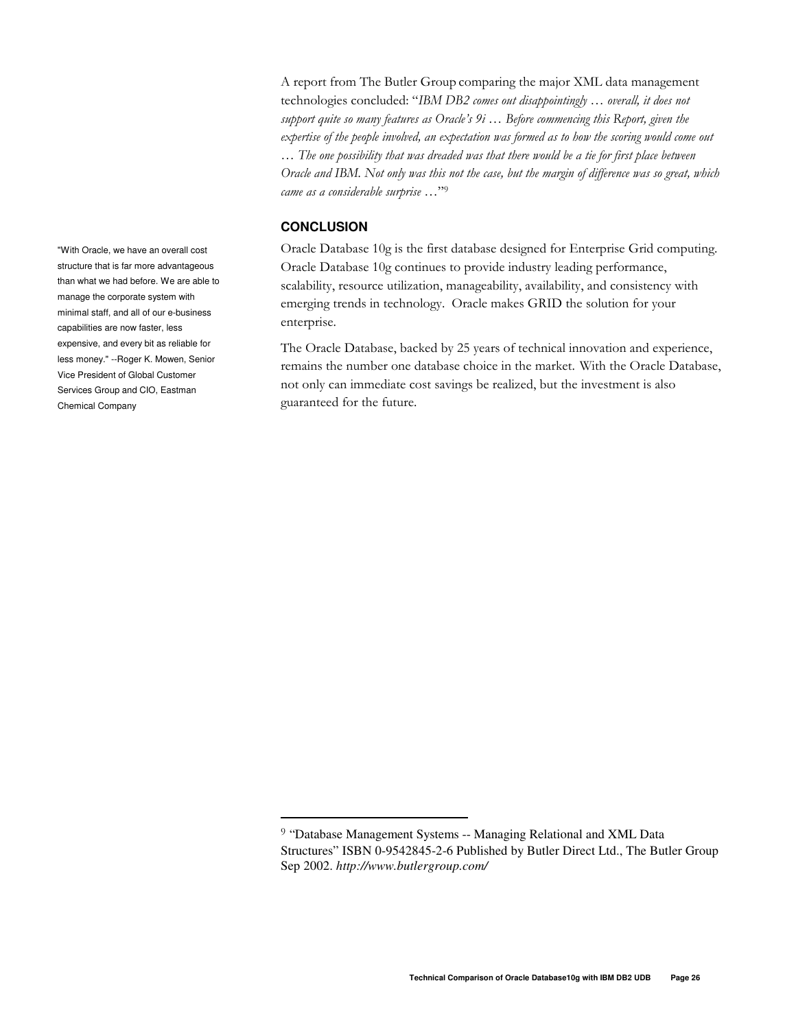A report from The Butler Group comparing the major XML data management technologies concluded: "*IBM DB2 comes out disappointingly … overall, it does not support quite so many features as Oracle's 9i … Before commencing this Report, given the expertise of the people involved, an expectation was formed as to how the scoring would come out … The one possibility that was dreaded was that there would be a tie for first place between Oracle and IBM. Not only was this not the case, but the margin of difference was so great, which came as a considerable surprise …*"[9]

## CONCLUSION

"With Oracle, we have an overall cost structure that is far more advantageous than what we had before. We are able to manage the corporate system with minimal staff, and all of our e-business capabilities are now faster, less expensive, and every bit as reliable for less money." --Roger K. Mowen, Senior Vice President of Global Customer Services Group and CIO, Eastman Chemical Company

Oracle Database 10g is the first database designed for Enterprise Grid computing. Oracle Database 10g continues to provide industry leading performance, scalability, resource utilization, manageability, availability, and consistency with emerging trends in technology. Oracle makes GRID the solution for your enterprise.

The Oracle Database, backed by 25 years of technical innovation and experience, remains the number one database choice in the market. With the Oracle Database, not only can immediate cost savings be realized, but the investment is also guaranteed for the future.

[9] "Database Management Systems -- Managing Relational and XML Data Structures" ISBN 0-9542845-2-6 Published by Butler Direct Ltd., The Butler Group Sep 2002. *http://www.butlergroup.com/*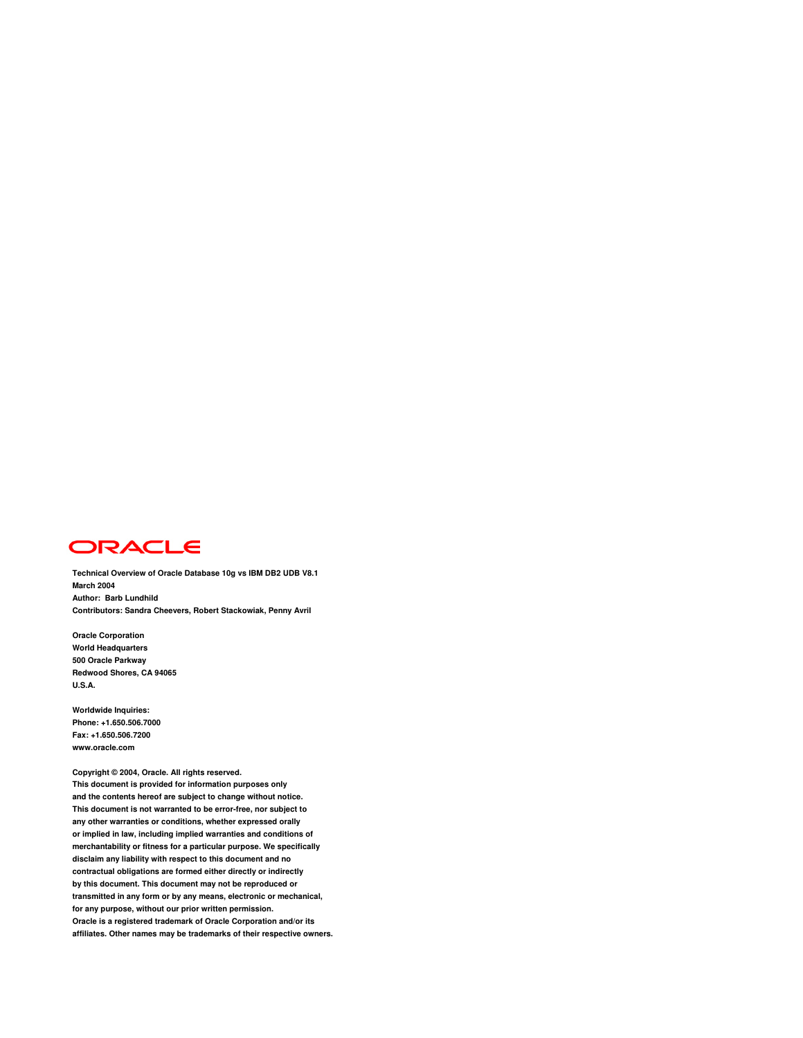ORACLE

**Technical Overview of Oracle Database 10g vs IBM DB2 UDB V8.1**
**March 2004**
**Author: Barb Lundhild**
**Contributors: Sandra Cheevers, Robert Stackowiak, Penny Avril**

**Oracle Corporation**
**World Headquarters**
**500 Oracle Parkway**
**Redwood Shores, CA 94065**
**U.S.A.**

**Worldwide Inquiries:**
**Phone: +1.650.506.7000**
**Fax: +1.650.506.7200**
**www.oracle.com**

**Copyright © 2004, Oracle. All rights reserved.**
**This document is provided for information purposes only and the contents hereof are subject to change without notice. This document is not warranted to be error-free, nor subject to any other warranties or conditions, whether expressed orally or implied in law, including implied warranties and conditions of merchantability or fitness for a particular purpose. We specifically disclaim any liability with respect to this document and no contractual obligations are formed either directly or indirectly by this document. This document may not be reproduced or transmitted in any form or by any means, electronic or mechanical, for any purpose, without our prior written permission.**
**Oracle is a registered trademark of Oracle Corporation and/or its affiliates. Other names may be trademarks of their respective owners.**